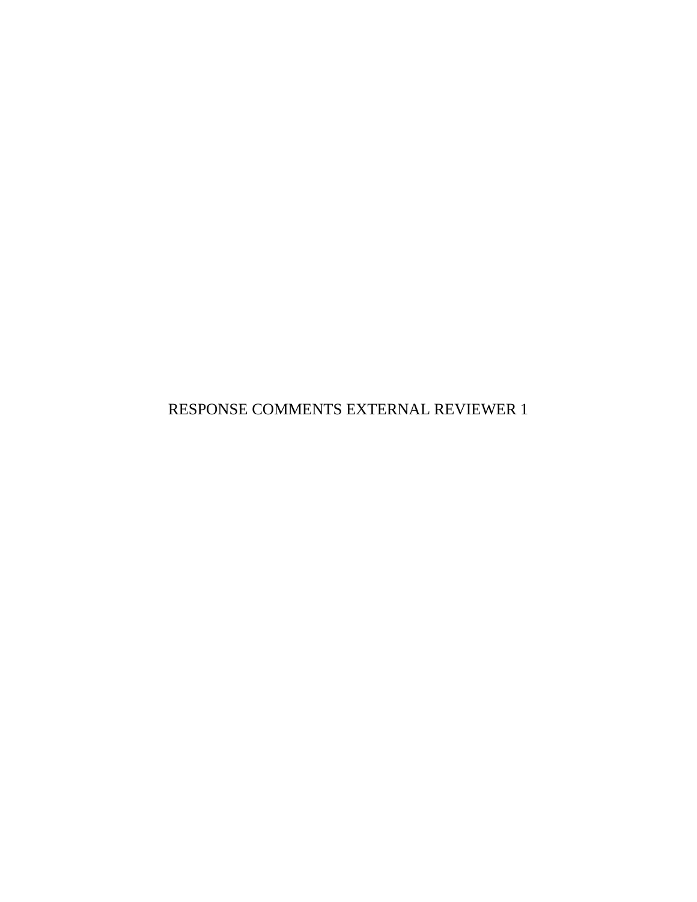RESPONSE COMMENTS EXTERNAL REVIEWER 1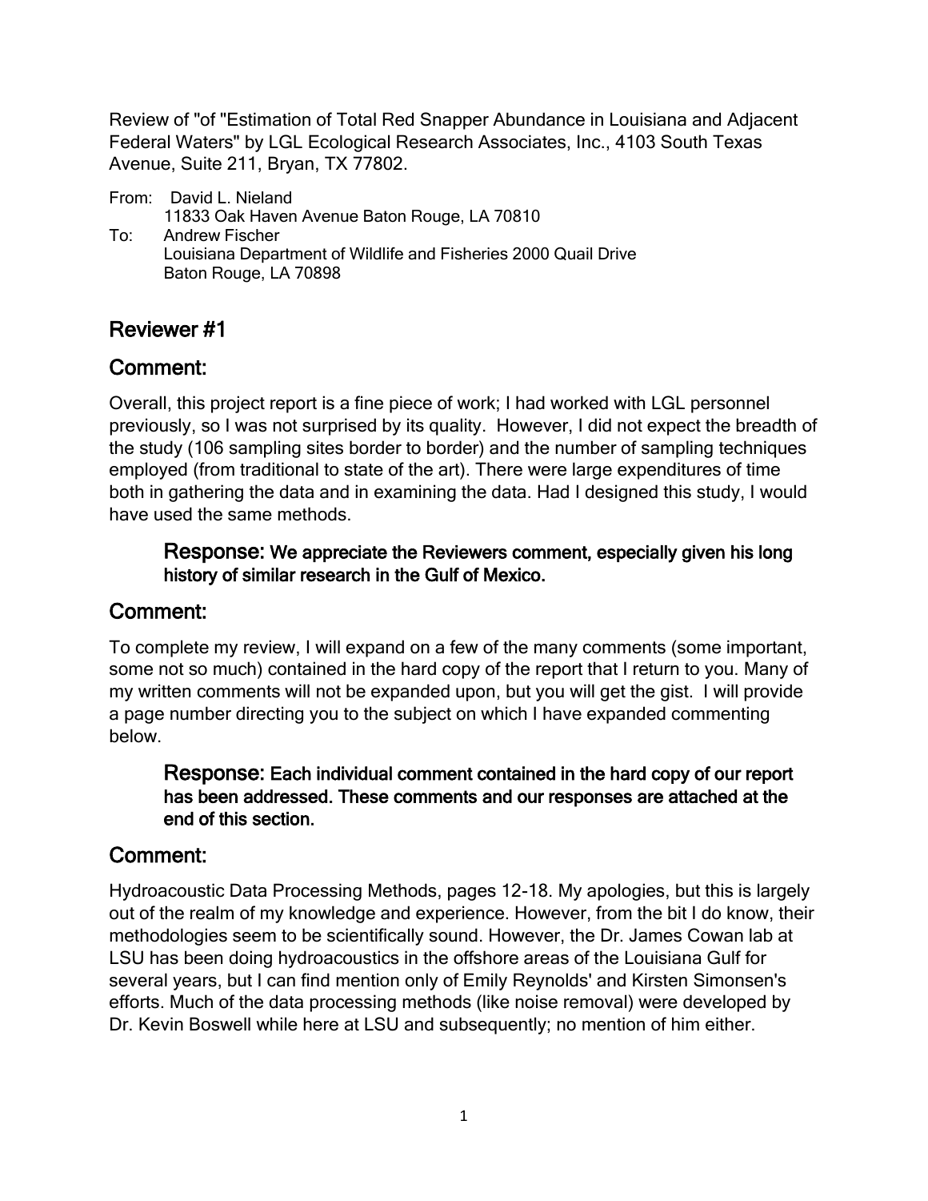Review of "of "Estimation of Total Red Snapper Abundance in Louisiana and Adjacent Federal Waters" by LGL Ecological Research Associates, Inc., 4103 South Texas Avenue, Suite 211, Bryan, TX 77802.

From: David L. Nieland
11833 Oak Haven Avenue Baton Rouge, LA 70810
To: Andrew Fischer
Louisiana Department of Wildlife and Fisheries 2000 Quail Drive
Baton Rouge, LA 70898

## Reviewer #1

## Comment:

Overall, this project report is a fine piece of work; I had worked with LGL personnel previously, so I was not surprised by its quality. However, I did not expect the breadth of the study (106 sampling sites border to border) and the number of sampling techniques employed (from traditional to state of the art). There were large expenditures of time both in gathering the data and in examining the data. Had I designed this study, I would have used the same methods.

> **Response:** **We appreciate the Reviewers comment, especially given his long history of similar research in the Gulf of Mexico.**

## Comment:

To complete my review, I will expand on a few of the many comments (some important, some not so much) contained in the hard copy of the report that I return to you. Many of my written comments will not be expanded upon, but you will get the gist. I will provide a page number directing you to the subject on which I have expanded commenting below.

> **Response:** **Each individual comment contained in the hard copy of our report has been addressed. These comments and our responses are attached at the end of this section.**

## Comment:

Hydroacoustic Data Processing Methods, pages 12-18. My apologies, but this is largely out of the realm of my knowledge and experience. However, from the bit I do know, their methodologies seem to be scientifically sound. However, the Dr. James Cowan lab at LSU has been doing hydroacoustics in the offshore areas of the Louisiana Gulf for several years, but I can find mention only of Emily Reynolds' and Kirsten Simonsen's efforts. Much of the data processing methods (like noise removal) were developed by Dr. Kevin Boswell while here at LSU and subsequently; no mention of him either.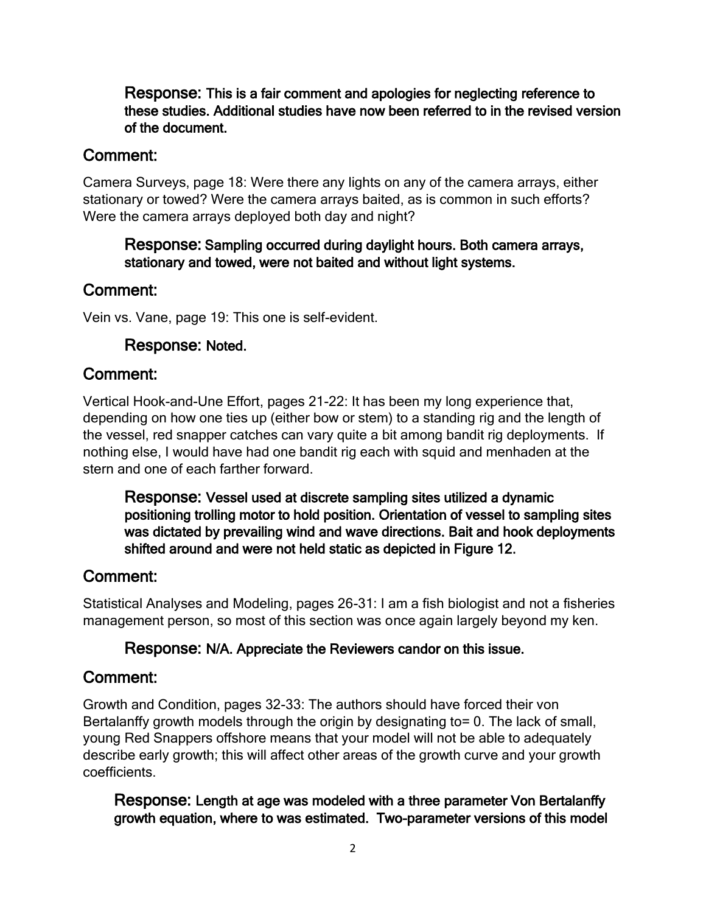**Response:** This is a fair comment and apologies for neglecting reference to these studies. Additional studies have now been referred to in the revised version of the document.

## Comment:

Camera Surveys, page 18: Were there any lights on any of the camera arrays, either stationary or towed? Were the camera arrays baited, as is common in such efforts? Were the camera arrays deployed both day and night?

**Response:** Sampling occurred during daylight hours. Both camera arrays, stationary and towed, were not baited and without light systems.

## Comment:

Vein vs. Vane, page 19: This one is self-evident.

**Response:** Noted.

## Comment:

Vertical Hook-and-Une Effort, pages 21-22: It has been my long experience that, depending on how one ties up (either bow or stem) to a standing rig and the length of the vessel, red snapper catches can vary quite a bit among bandit rig deployments. If nothing else, I would have had one bandit rig each with squid and menhaden at the stern and one of each farther forward.

**Response:** Vessel used at discrete sampling sites utilized a dynamic positioning trolling motor to hold position. Orientation of vessel to sampling sites was dictated by prevailing wind and wave directions. Bait and hook deployments shifted around and were not held static as depicted in Figure 12.

## Comment:

Statistical Analyses and Modeling, pages 26-31: I am a fish biologist and not a fisheries management person, so most of this section was once again largely beyond my ken.

**Response:** N/A. Appreciate the Reviewers candor on this issue.

## Comment:

Growth and Condition, pages 32-33: The authors should have forced their von Bertalanffy growth models through the origin by designating to= 0. The lack of small, young Red Snappers offshore means that your model will not be able to adequately describe early growth; this will affect other areas of the growth curve and your growth coefficients.

**Response:** Length at age was modeled with a three parameter Von Bertalanffy growth equation, where to was estimated. Two-parameter versions of this model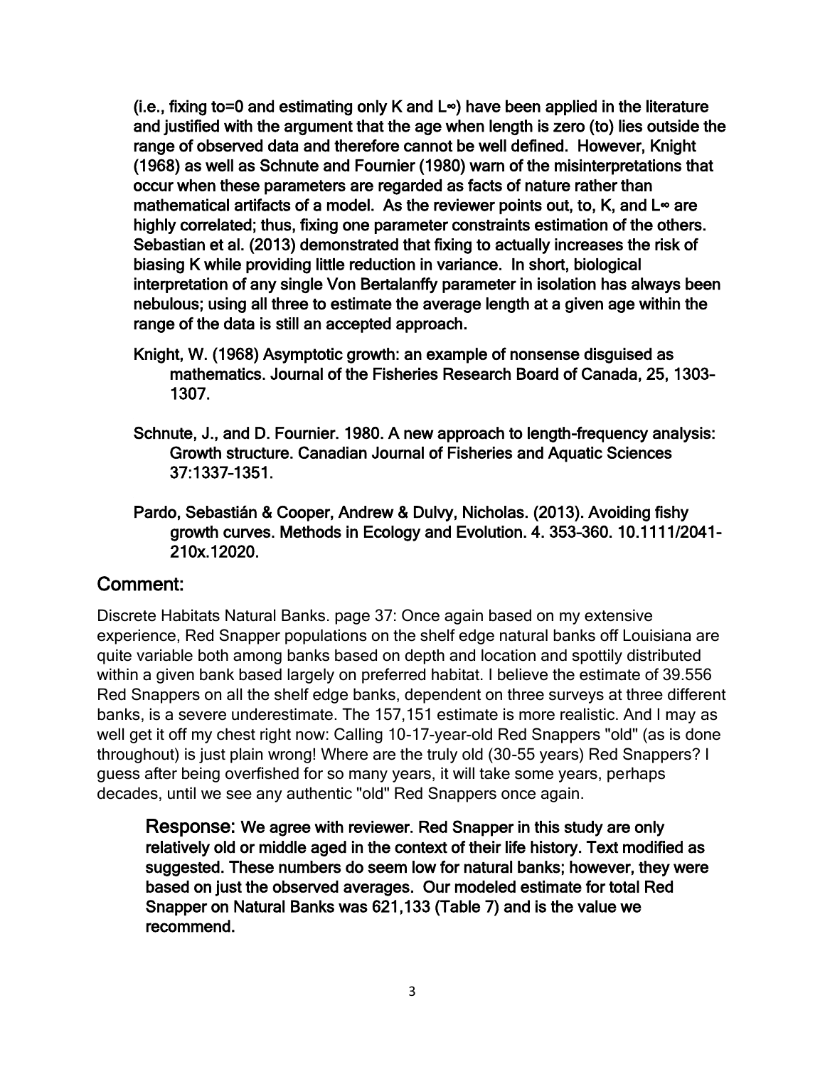**(i.e., fixing to=0 and estimating only K and L∞) have been applied in the literature and justified with the argument that the age when length is zero (to) lies outside the range of observed data and therefore cannot be well defined. However, Knight (1968) as well as Schnute and Fournier (1980) warn of the misinterpretations that occur when these parameters are regarded as facts of nature rather than mathematical artifacts of a model. As the reviewer points out, to, K, and L∞ are highly correlated; thus, fixing one parameter constraints estimation of the others. Sebastian et al. (2013) demonstrated that fixing to actually increases the risk of biasing K while providing little reduction in variance. In short, biological interpretation of any single Von Bertalanffy parameter in isolation has always been nebulous; using all three to estimate the average length at a given age within the range of the data is still an accepted approach.**

**Knight, W. (1968) Asymptotic growth: an example of nonsense disguised as mathematics. Journal of the Fisheries Research Board of Canada, 25, 1303–1307.**

**Schnute, J., and D. Fournier. 1980. A new approach to length-frequency analysis: Growth structure. Canadian Journal of Fisheries and Aquatic Sciences 37:1337–1351.**

**Pardo, Sebastián & Cooper, Andrew & Dulvy, Nicholas. (2013). Avoiding fishy growth curves. Methods in Ecology and Evolution. 4. 353-360. 10.1111/2041-210x.12020.**

## Comment:

Discrete Habitats Natural Banks. page 37: Once again based on my extensive experience, Red Snapper populations on the shelf edge natural banks off Louisiana are quite variable both among banks based on depth and location and spottily distributed within a given bank based largely on preferred habitat. I believe the estimate of 39.556 Red Snappers on all the shelf edge banks, dependent on three surveys at three different banks, is a severe underestimate. The 157,151 estimate is more realistic. And I may as well get it off my chest right now: Calling 10-17-year-old Red Snappers "old" (as is done throughout) is just plain wrong! Where are the truly old (30-55 years) Red Snappers? I guess after being overfished for so many years, it will take some years, perhaps decades, until we see any authentic "old" Red Snappers once again.

**Response: We agree with reviewer. Red Snapper in this study are only relatively old or middle aged in the context of their life history. Text modified as suggested. These numbers do seem low for natural banks; however, they were based on just the observed averages. Our modeled estimate for total Red Snapper on Natural Banks was 621,133 (Table 7) and is the value we recommend.**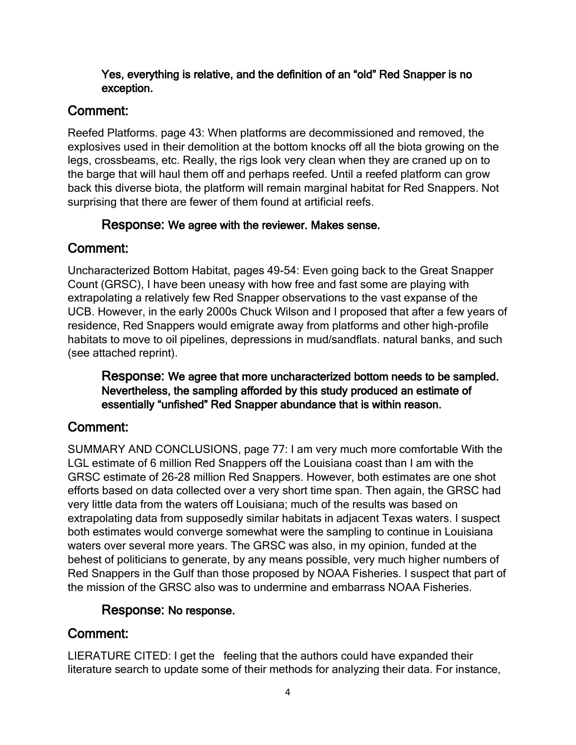**Yes, everything is relative, and the definition of an "old" Red Snapper is no exception.**

## Comment:

Reefed Platforms. page 43: When platforms are decommissioned and removed, the explosives used in their demolition at the bottom knocks off all the biota growing on the legs, crossbeams, etc. Really, the rigs look very clean when they are craned up on to the barge that will haul them off and perhaps reefed. Until a reefed platform can grow back this diverse biota, the platform will remain marginal habitat for Red Snappers. Not surprising that there are fewer of them found at artificial reefs.

> **Response: We agree with the reviewer. Makes sense.**

## Comment:

Uncharacterized Bottom Habitat, pages 49-54: Even going back to the Great Snapper Count (GRSC), I have been uneasy with how free and fast some are playing with extrapolating a relatively few Red Snapper observations to the vast expanse of the UCB. However, in the early 2000s Chuck Wilson and I proposed that after a few years of residence, Red Snappers would emigrate away from platforms and other high-profile habitats to move to oil pipelines, depressions in mud/sandflats. natural banks, and such (see attached reprint).

> **Response: We agree that more uncharacterized bottom needs to be sampled. Nevertheless, the sampling afforded by this study produced an estimate of essentially "unfished" Red Snapper abundance that is within reason.**

## Comment:

SUMMARY AND CONCLUSIONS, page 77: I am very much more comfortable With the LGL estimate of 6 million Red Snappers off the Louisiana coast than I am with the GRSC estimate of 26-28 million Red Snappers. However, both estimates are one shot efforts based on data collected over a very short time span. Then again, the GRSC had very little data from the waters off Louisiana; much of the results was based on extrapolating data from supposedly similar habitats in adjacent Texas waters. I suspect both estimates would converge somewhat were the sampling to continue in Louisiana waters over several more years. The GRSC was also, in my opinion, funded at the behest of politicians to generate, by any means possible, very much higher numbers of Red Snappers in the Gulf than those proposed by NOAA Fisheries. I suspect that part of the mission of the GRSC also was to undermine and embarrass NOAA Fisheries.

> **Response: No response.**

## Comment:

LIERATURE CITED: I get the feeling that the authors could have expanded their literature search to update some of their methods for analyzing their data. For instance,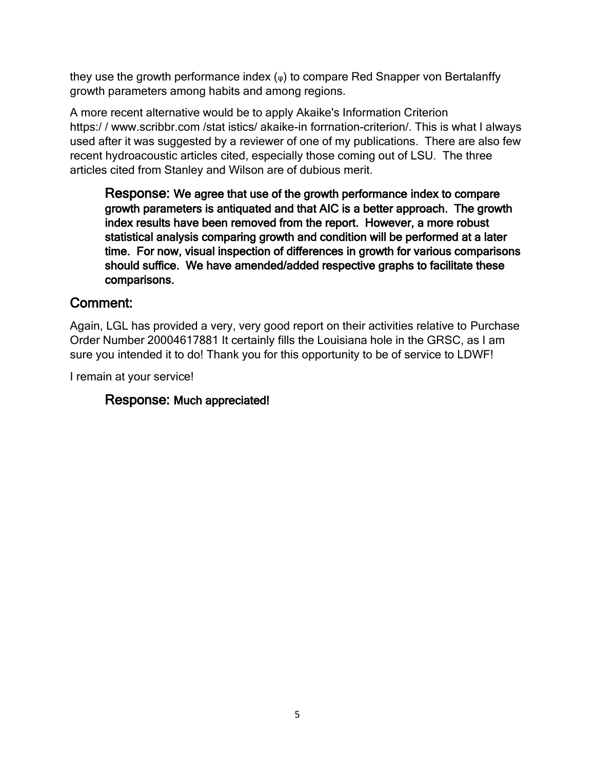they use the growth performance index ($\varphi$) to compare Red Snapper von Bertalanffy growth parameters among habits and among regions.

A more recent alternative would be to apply Akaike's Information Criterion https:/ / www.scribbr.com /stat istics/ akaike-in forrnation-criterion/. This is what I always used after it was suggested by a reviewer of one of my publications. There are also few recent hydroacoustic articles cited, especially those coming out of LSU. The three articles cited from Stanley and Wilson are of dubious merit.

> **Response: We agree that use of the growth performance index to compare growth parameters is antiquated and that AIC is a better approach. The growth index results have been removed from the report. However, a more robust statistical analysis comparing growth and condition will be performed at a later time. For now, visual inspection of differences in growth for various comparisons should suffice. We have amended/added respective graphs to facilitate these comparisons.**

## Comment:

Again, LGL has provided a very, very good report on their activities relative to Purchase Order Number 20004617881 It certainly fills the Louisiana hole in the GRSC, as I am sure you intended it to do! Thank you for this opportunity to be of service to LDWF!

I remain at your service!

> **Response: Much appreciated!**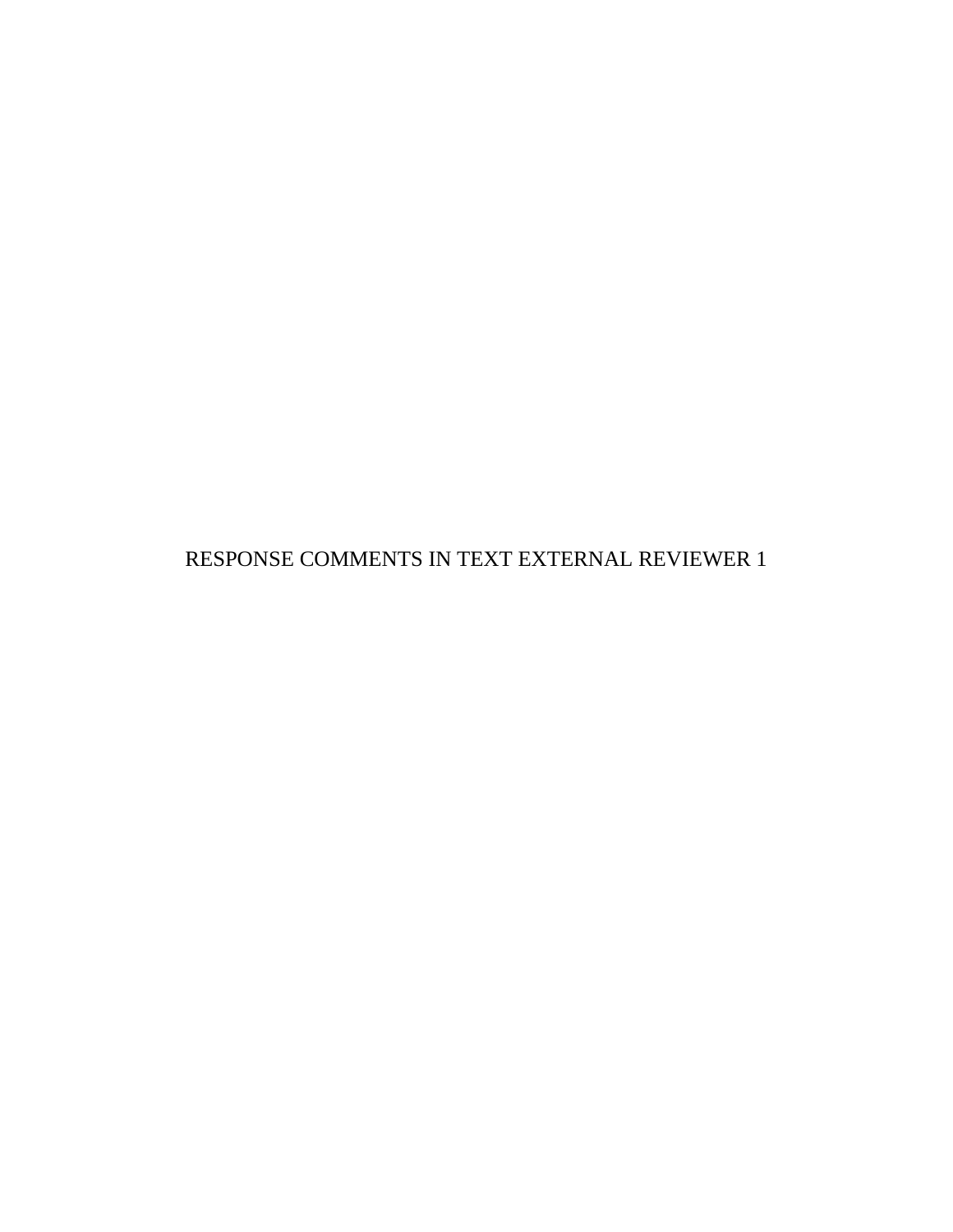RESPONSE COMMENTS IN TEXT EXTERNAL REVIEWER 1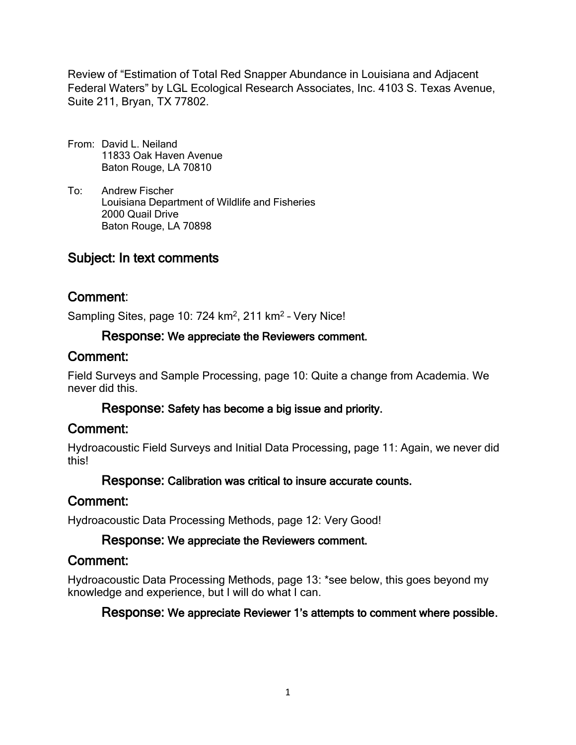Review of “Estimation of Total Red Snapper Abundance in Louisiana and Adjacent Federal Waters” by LGL Ecological Research Associates, Inc. 4103 S. Texas Avenue, Suite 211, Bryan, TX 77802.

From: David L. Neiland
11833 Oak Haven Avenue
Baton Rouge, LA 70810

To: Andrew Fischer
Louisiana Department of Wildlife and Fisheries
2000 Quail Drive
Baton Rouge, LA 70898

## Subject: In text comments

## Comment:

Sampling Sites, page 10: 724 km$^2$, 211 km$^2$ – Very Nice!

### Response: We appreciate the Reviewers comment.

## Comment:

Field Surveys and Sample Processing, page 10: Quite a change from Academia. We never did this.

### Response: Safety has become a big issue and priority.

## Comment:

Hydroacoustic Field Surveys and Initial Data Processing, page 11: Again, we never did this!

### Response: Calibration was critical to insure accurate counts.

## Comment:

Hydroacoustic Data Processing Methods, page 12: Very Good!

### Response: We appreciate the Reviewers comment.

## Comment:

Hydroacoustic Data Processing Methods, page 13: *see below, this goes beyond my knowledge and experience, but I will do what I can.

### Response: We appreciate Reviewer 1’s attempts to comment where possible.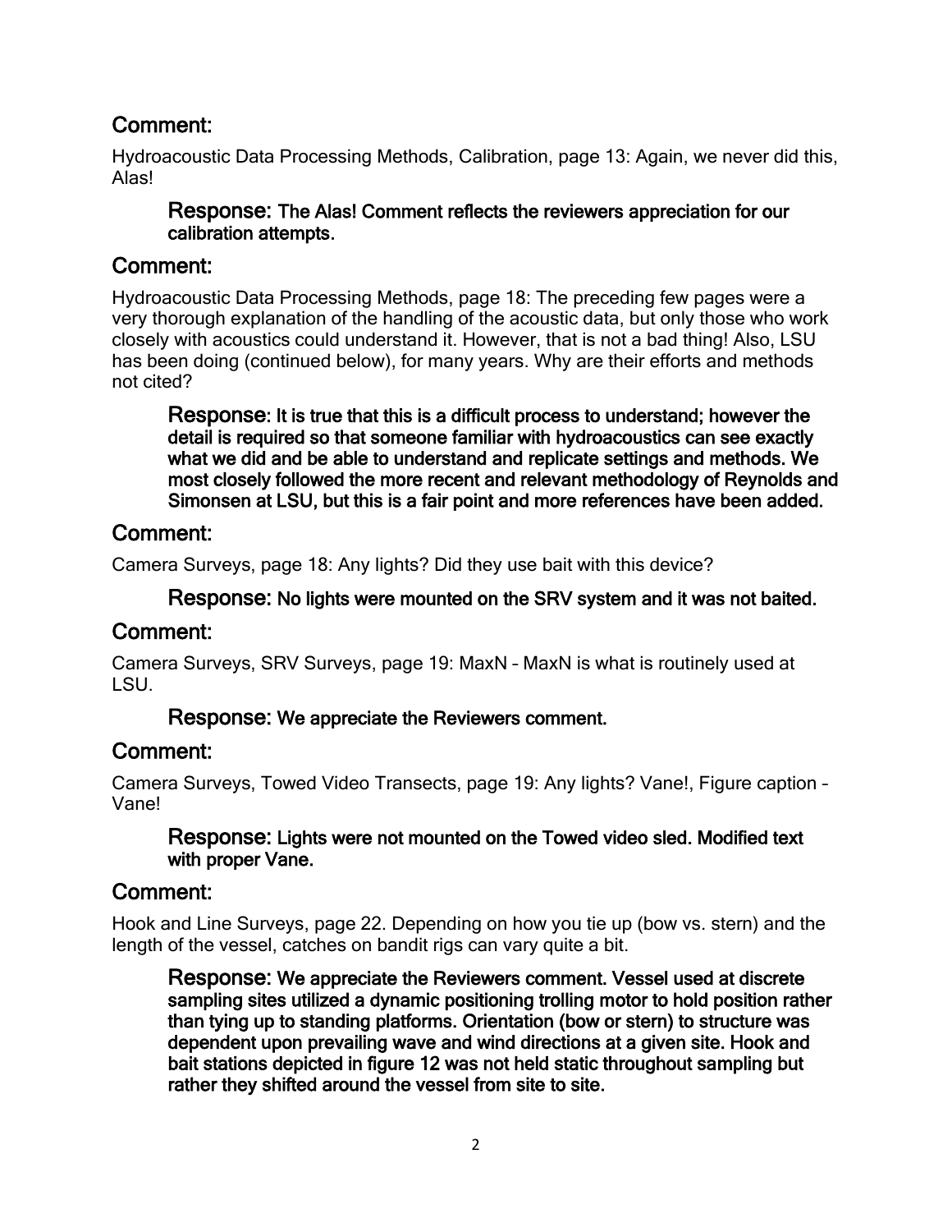## Comment:

Hydroacoustic Data Processing Methods, Calibration, page 13: Again, we never did this, Alas!

> **Response: The Alas! Comment reflects the reviewers appreciation for our calibration attempts.**

## Comment:

Hydroacoustic Data Processing Methods, page 18: The preceding few pages were a very thorough explanation of the handling of the acoustic data, but only those who work closely with acoustics could understand it. However, that is not a bad thing! Also, LSU has been doing (continued below), for many years. Why are their efforts and methods not cited?

> **Response: It is true that this is a difficult process to understand; however the detail is required so that someone familiar with hydroacoustics can see exactly what we did and be able to understand and replicate settings and methods. We most closely followed the more recent and relevant methodology of Reynolds and Simonsen at LSU, but this is a fair point and more references have been added.**

## Comment:

Camera Surveys, page 18: Any lights? Did they use bait with this device?

> **Response: No lights were mounted on the SRV system and it was not baited.**

## Comment:

Camera Surveys, SRV Surveys, page 19: MaxN – MaxN is what is routinely used at LSU.

> **Response: We appreciate the Reviewers comment.**

## Comment:

Camera Surveys, Towed Video Transects, page 19: Any lights? Vane!, Figure caption – Vane!

> **Response: Lights were not mounted on the Towed video sled. Modified text with proper Vane.**

## Comment:

Hook and Line Surveys, page 22. Depending on how you tie up (bow vs. stern) and the length of the vessel, catches on bandit rigs can vary quite a bit.

> **Response: We appreciate the Reviewers comment. Vessel used at discrete sampling sites utilized a dynamic positioning trolling motor to hold position rather than tying up to standing platforms. Orientation (bow or stern) to structure was dependent upon prevailing wave and wind directions at a given site. Hook and bait stations depicted in figure 12 was not held static throughout sampling but rather they shifted around the vessel from site to site.**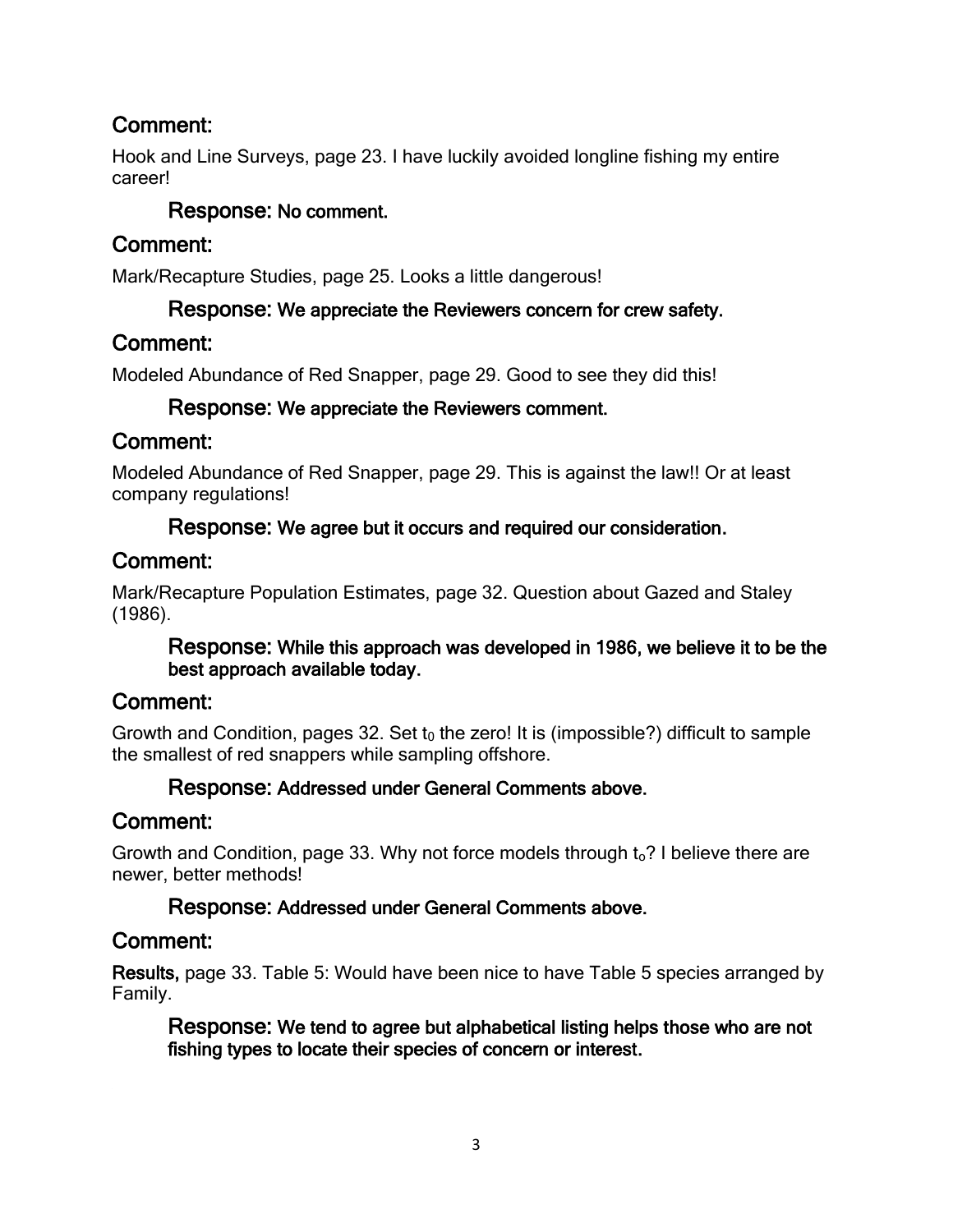## Comment:

Hook and Line Surveys, page 23. I have luckily avoided longline fishing my entire career!

### Response: No comment.

## Comment:

Mark/Recapture Studies, page 25. Looks a little dangerous!

### Response: We appreciate the Reviewers concern for crew safety.

## Comment:

Modeled Abundance of Red Snapper, page 29. Good to see they did this!

### Response: We appreciate the Reviewers comment.

## Comment:

Modeled Abundance of Red Snapper, page 29. This is against the law!! Or at least company regulations!

### Response: We agree but it occurs and required our consideration.

## Comment:

Mark/Recapture Population Estimates, page 32. Question about Gazed and Staley (1986).

### Response: While this approach was developed in 1986, we believe it to be the best approach available today.

## Comment:

Growth and Condition, pages 32. Set $t_0$ the zero! It is (impossible?) difficult to sample the smallest of red snappers while sampling offshore.

### Response: Addressed under General Comments above.

## Comment:

Growth and Condition, page 33. Why not force models through $t_o$? I believe there are newer, better methods!

### Response: Addressed under General Comments above.

## Comment:

**Results,** page 33. Table 5: Would have been nice to have Table 5 species arranged by Family.

### Response: We tend to agree but alphabetical listing helps those who are not fishing types to locate their species of concern or interest.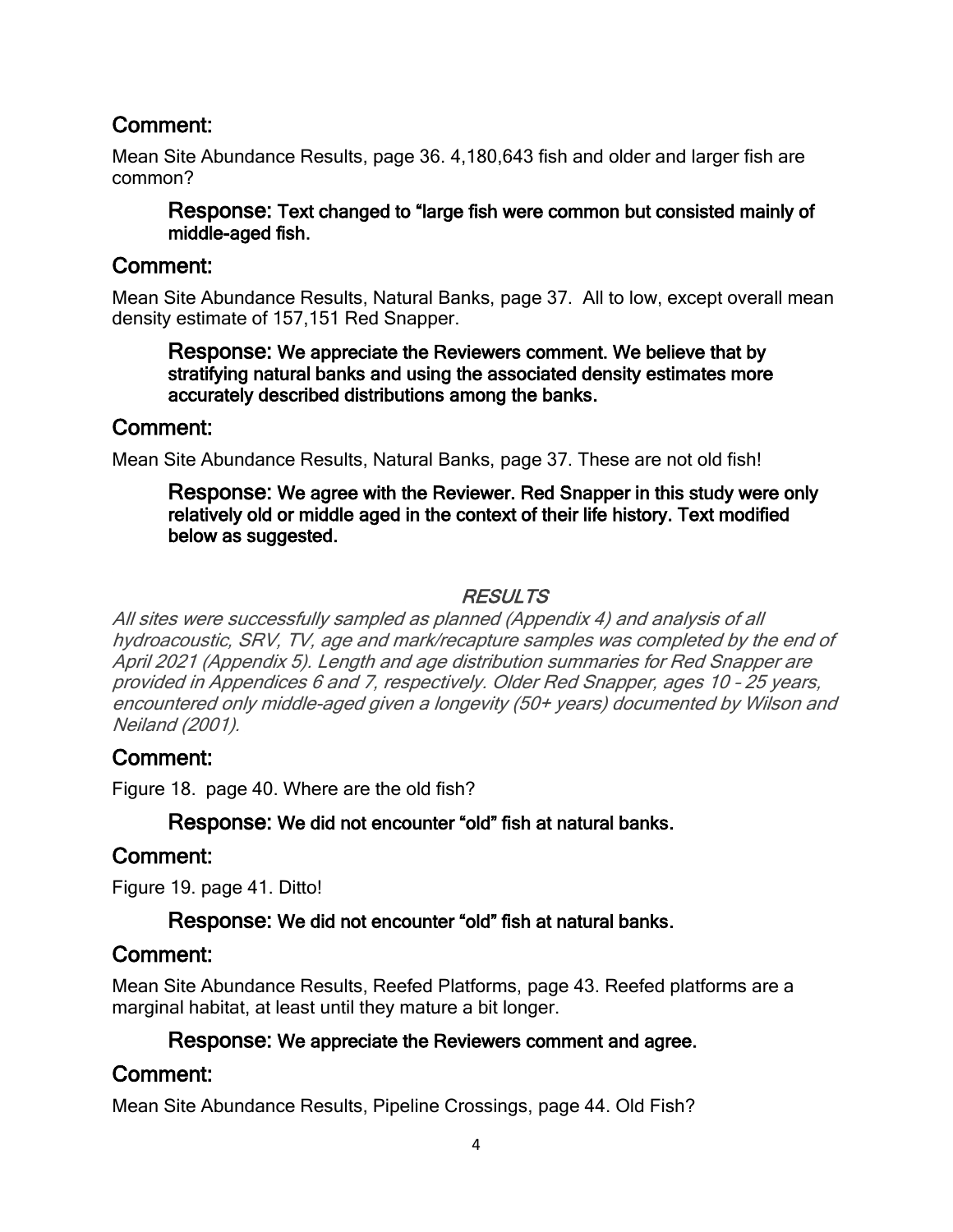## Comment:

Mean Site Abundance Results, page 36. 4,180,643 fish and older and larger fish are common?

> **Response: Text changed to "large fish were common but consisted mainly of middle-aged fish.**

## Comment:

Mean Site Abundance Results, Natural Banks, page 37. All to low, except overall mean density estimate of 157,151 Red Snapper.

> **Response: We appreciate the Reviewers comment. We believe that by stratifying natural banks and using the associated density estimates more accurately described distributions among the banks.**

## Comment:

Mean Site Abundance Results, Natural Banks, page 37. These are not old fish!

> **Response: We agree with the Reviewer. Red Snapper in this study were only relatively old or middle aged in the context of their life history. Text modified below as suggested.**

*RESULTS*

*All sites were successfully sampled as planned (Appendix 4) and analysis of all hydroacoustic, SRV, TV, age and mark/recapture samples was completed by the end of April 2021 (Appendix 5). Length and age distribution summaries for Red Snapper are provided in Appendices 6 and 7, respectively. Older Red Snapper, ages 10 – 25 years, encountered only middle-aged given a longevity (50+ years) documented by Wilson and Neiland (2001).*

## Comment:

Figure 18. page 40. Where are the old fish?

> **Response: We did not encounter "old" fish at natural banks.**

## Comment:

Figure 19. page 41. Ditto!

> **Response: We did not encounter "old" fish at natural banks.**

## Comment:

Mean Site Abundance Results, Reefed Platforms, page 43. Reefed platforms are a marginal habitat, at least until they mature a bit longer.

> **Response: We appreciate the Reviewers comment and agree.**

## Comment:

Mean Site Abundance Results, Pipeline Crossings, page 44. Old Fish?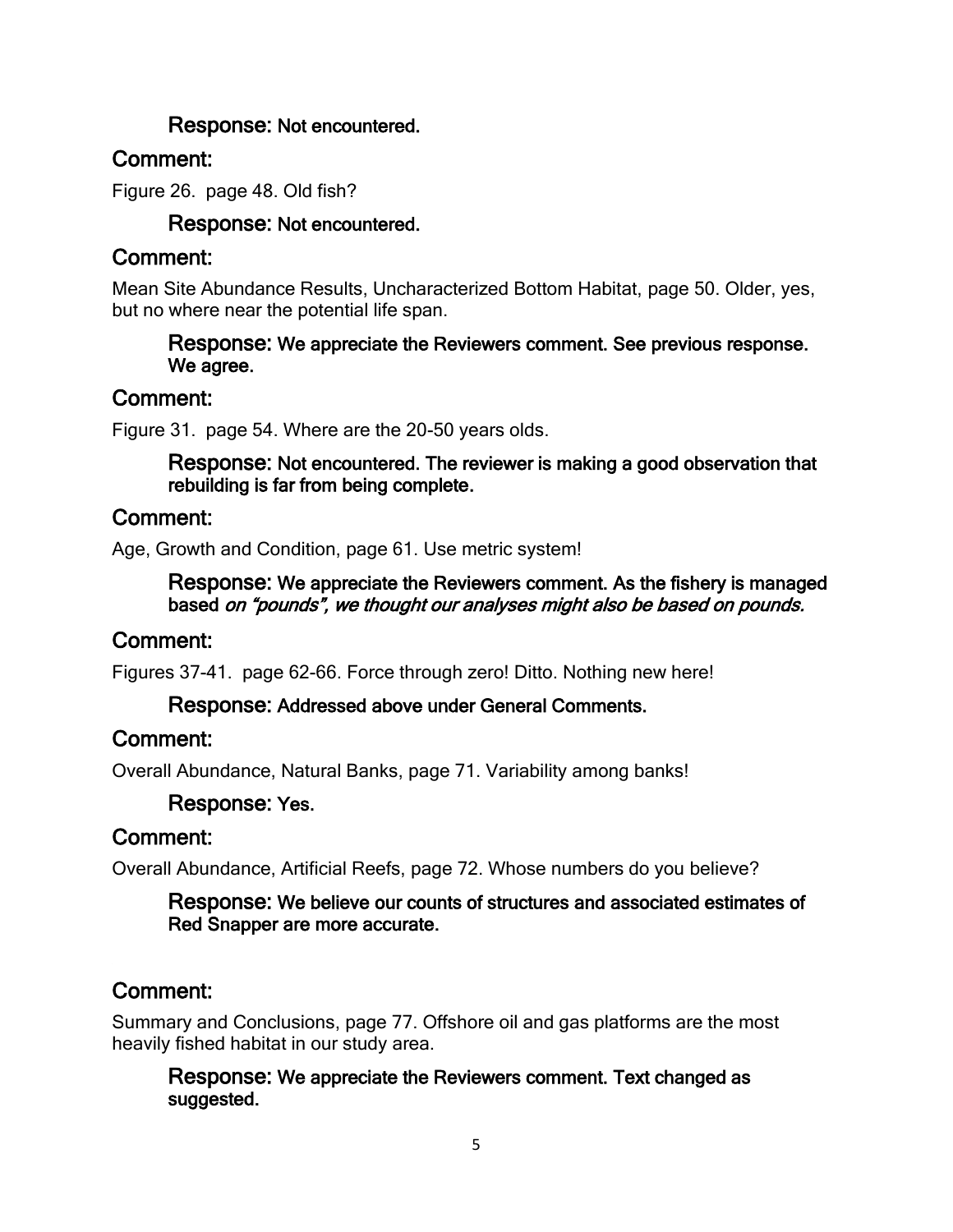**Response:** **Not encountered.**

## Comment:

Figure 26. page 48. Old fish?

**Response:** **Not encountered.**

## Comment:

Mean Site Abundance Results, Uncharacterized Bottom Habitat, page 50. Older, yes, but no where near the potential life span.

**Response:** **We appreciate the Reviewers comment. See previous response. We agree.**

## Comment:

Figure 31. page 54. Where are the 20-50 years olds.

**Response:** **Not encountered. The reviewer is making a good observation that rebuilding is far from being complete.**

## Comment:

Age, Growth and Condition, page 61. Use metric system!

**Response:** **We appreciate the Reviewers comment. As the fishery is managed based** ***on "pounds", we thought our analyses might also be based on pounds.***

## Comment:

Figures 37-41. page 62-66. Force through zero! Ditto. Nothing new here!

**Response:** **Addressed above under General Comments.**

## Comment:

Overall Abundance, Natural Banks, page 71. Variability among banks!

**Response:** **Yes.**

## Comment:

Overall Abundance, Artificial Reefs, page 72. Whose numbers do you believe?

**Response:** **We believe our counts of structures and associated estimates of Red Snapper are more accurate.**

## Comment:

Summary and Conclusions, page 77. Offshore oil and gas platforms are the most heavily fished habitat in our study area.

**Response:** **We appreciate the Reviewers comment. Text changed as suggested.**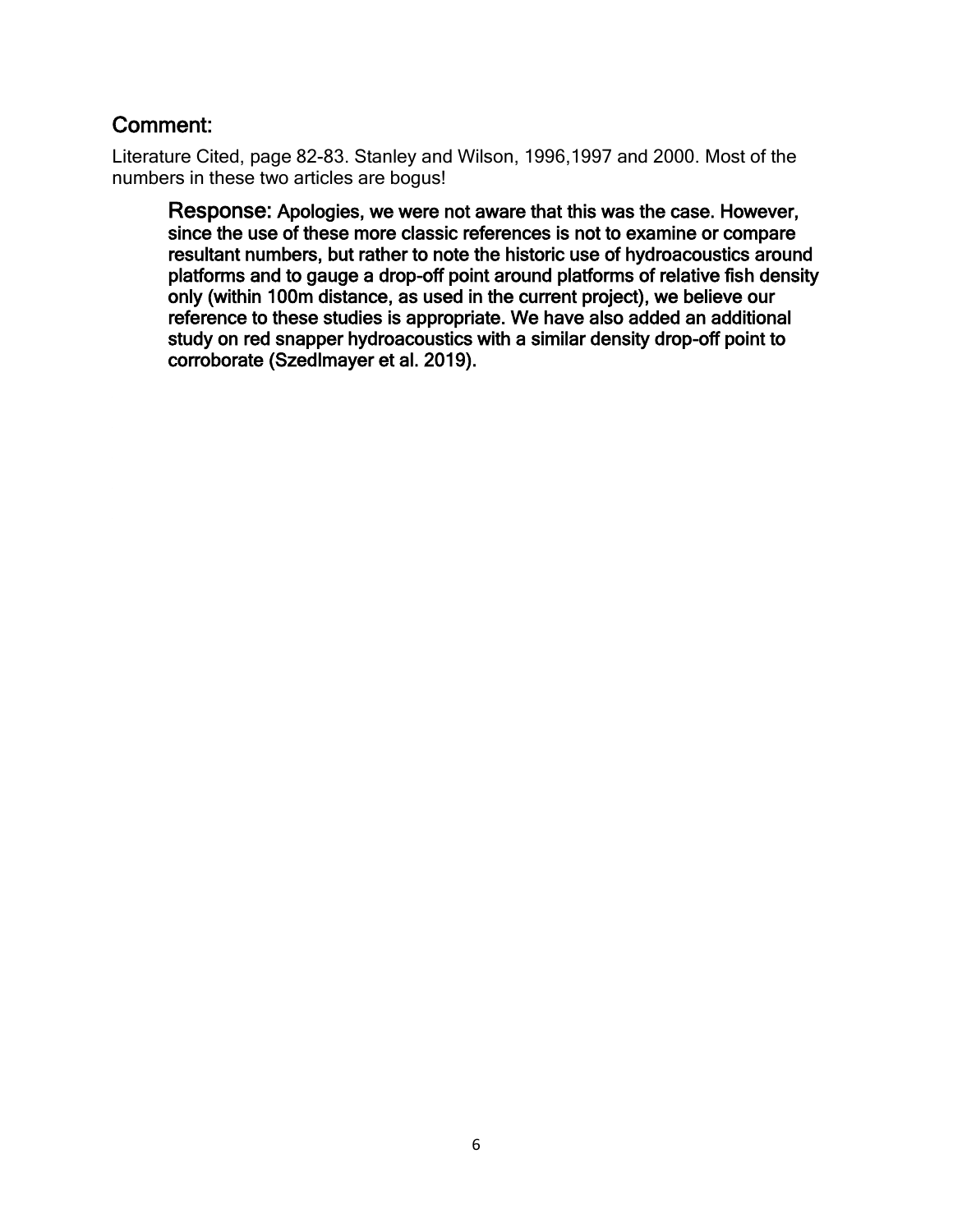## Comment:

Literature Cited, page 82-83. Stanley and Wilson, 1996,1997 and 2000. Most of the numbers in these two articles are bogus!

> **Response: Apologies, we were not aware that this was the case. However, since the use of these more classic references is not to examine or compare resultant numbers, but rather to note the historic use of hydroacoustics around platforms and to gauge a drop-off point around platforms of relative fish density only (within 100m distance, as used in the current project), we believe our reference to these studies is appropriate. We have also added an additional study on red snapper hydroacoustics with a similar density drop-off point to corroborate (Szedlmayer et al. 2019).**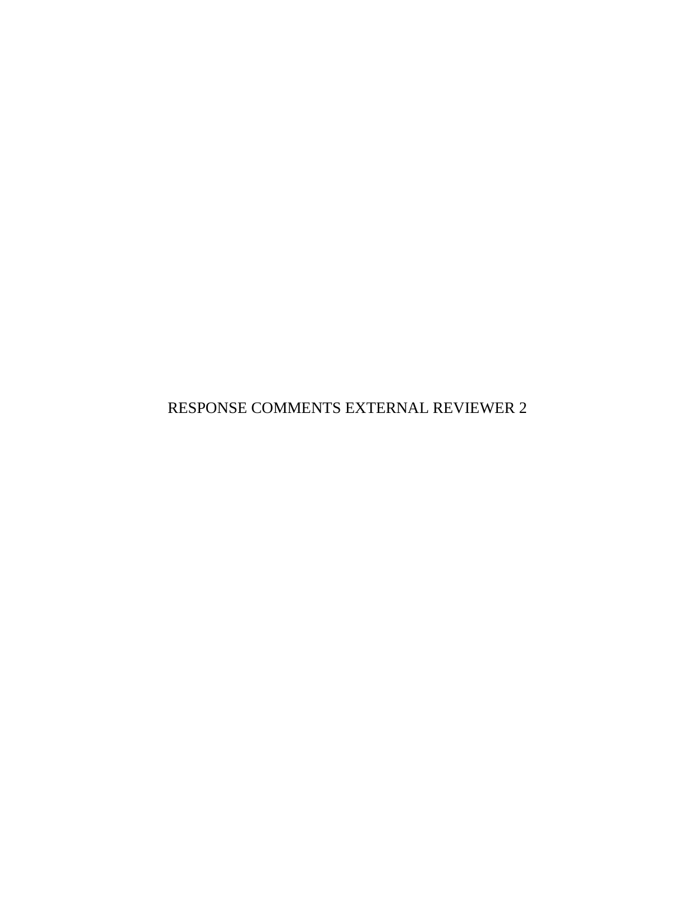# RESPONSE COMMENTS EXTERNAL REVIEWER 2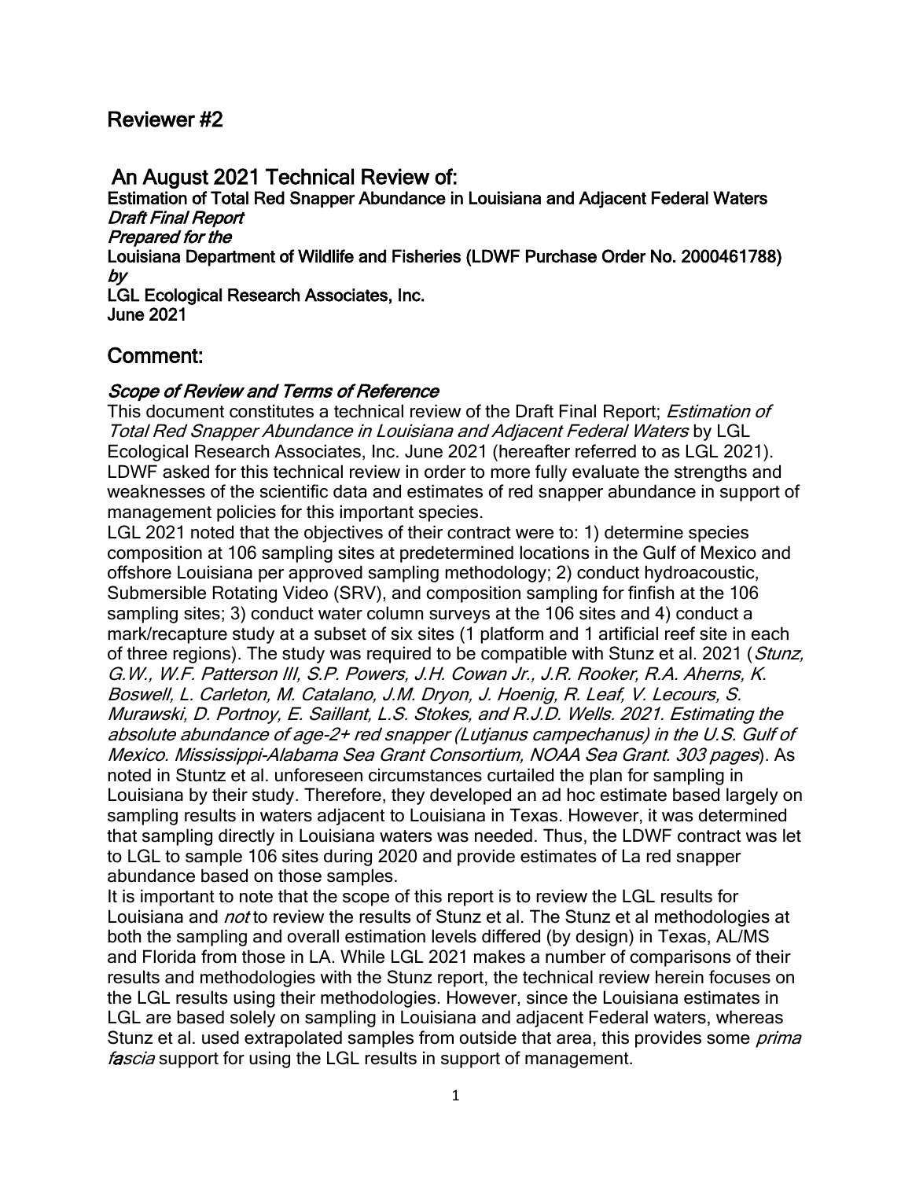## Reviewer #2

## An August 2021 Technical Review of:

**Estimation of Total Red Snapper Abundance in Louisiana and Adjacent Federal Waters**
***Draft Final Report***
***Prepared for the***
**Louisiana Department of Wildlife and Fisheries (LDWF Purchase Order No. 2000461788)**
***by***
**LGL Ecological Research Associates, Inc.**
**June 2021**

## Comment:

### *Scope of Review and Terms of Reference*

This document constitutes a technical review of the Draft Final Report; *Estimation of Total Red Snapper Abundance in Louisiana and Adjacent Federal Waters* by LGL Ecological Research Associates, Inc. June 2021 (hereafter referred to as LGL 2021). LDWF asked for this technical review in order to more fully evaluate the strengths and weaknesses of the scientific data and estimates of red snapper abundance in support of management policies for this important species.

LGL 2021 noted that the objectives of their contract were to: 1) determine species composition at 106 sampling sites at predetermined locations in the Gulf of Mexico and offshore Louisiana per approved sampling methodology; 2) conduct hydroacoustic, Submersible Rotating Video (SRV), and composition sampling for finfish at the 106 sampling sites; 3) conduct water column surveys at the 106 sites and 4) conduct a mark/recapture study at a subset of six sites (1 platform and 1 artificial reef site in each of three regions). The study was required to be compatible with Stunz et al. 2021 (*Stunz, G.W., W.F. Patterson III, S.P. Powers, J.H. Cowan Jr., J.R. Rooker, R.A. Aherns, K. Boswell, L. Carleton, M. Catalano, J.M. Dryon, J. Hoenig, R. Leaf, V. Lecours, S. Murawski, D. Portnoy, E. Saillant, L.S. Stokes, and R.J.D. Wells. 2021. Estimating the absolute abundance of age-2+ red snapper (Lutjanus campechanus) in the U.S. Gulf of Mexico. Mississippi-Alabama Sea Grant Consortium, NOAA Sea Grant. 303 pages*). As noted in Stuntz et al. unforeseen circumstances curtailed the plan for sampling in Louisiana by their study. Therefore, they developed an ad hoc estimate based largely on sampling results in waters adjacent to Louisiana in Texas. However, it was determined that sampling directly in Louisiana waters was needed. Thus, the LDWF contract was let to LGL to sample 106 sites during 2020 and provide estimates of La red snapper abundance based on those samples.

It is important to note that the scope of this report is to review the LGL results for Louisiana and *not* to review the results of Stunz et al. The Stunz et al methodologies at both the sampling and overall estimation levels differed (by design) in Texas, AL/MS and Florida from those in LA. While LGL 2021 makes a number of comparisons of their results and methodologies with the Stunz report, the technical review herein focuses on the LGL results using their methodologies. However, since the Louisiana estimates in LGL are based solely on sampling in Louisiana and adjacent Federal waters, whereas Stunz et al. used extrapolated samples from outside that area, this provides some *prima fascia* support for using the LGL results in support of management.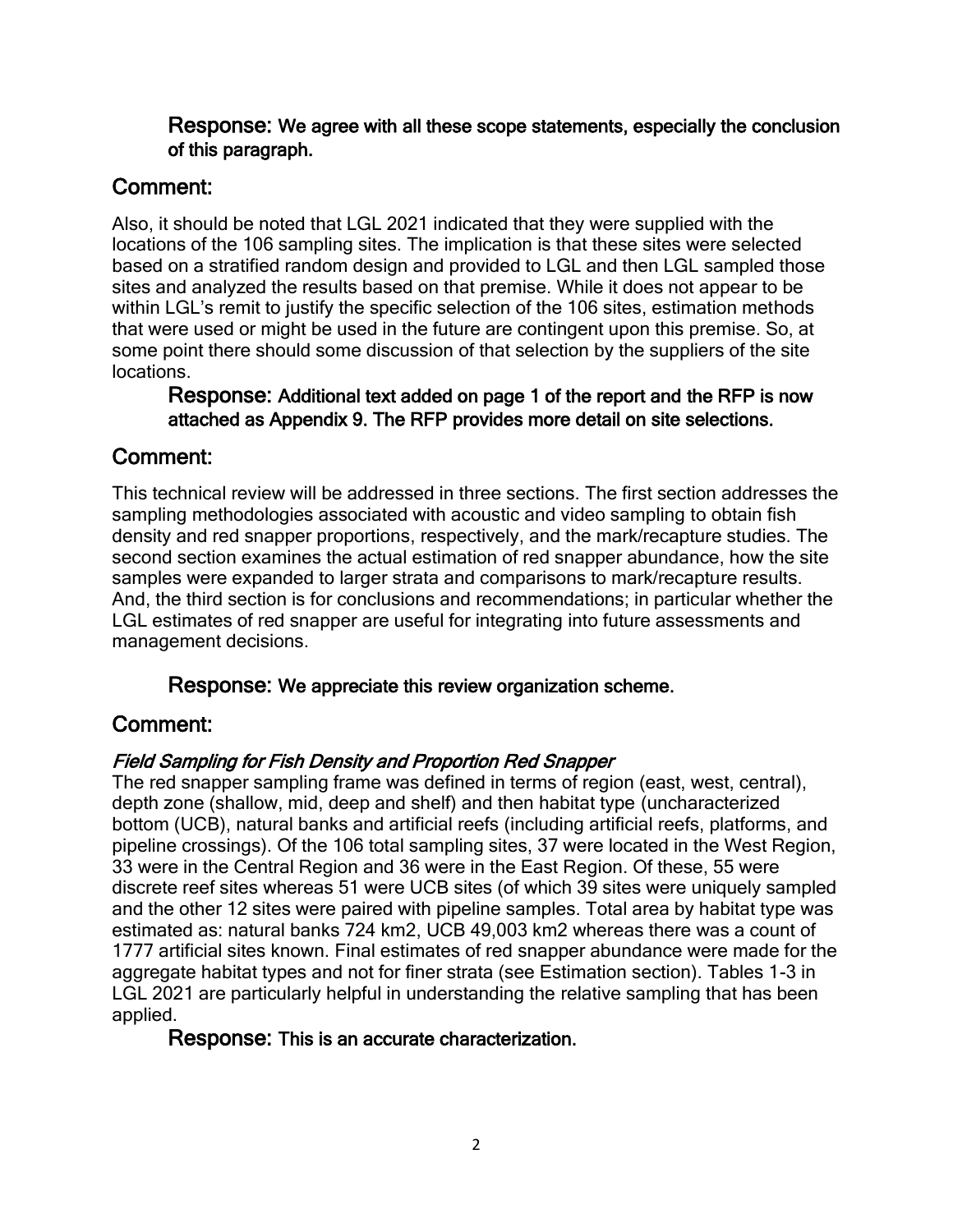**Response:** We agree with all these scope statements, especially the conclusion of this paragraph.

## Comment:

Also, it should be noted that LGL 2021 indicated that they were supplied with the locations of the 106 sampling sites. The implication is that these sites were selected based on a stratified random design and provided to LGL and then LGL sampled those sites and analyzed the results based on that premise. While it does not appear to be within LGL's remit to justify the specific selection of the 106 sites, estimation methods that were used or might be used in the future are contingent upon this premise. So, at some point there should some discussion of that selection by the suppliers of the site locations.

**Response:** Additional text added on page 1 of the report and the RFP is now attached as Appendix 9. The RFP provides more detail on site selections.

## Comment:

This technical review will be addressed in three sections. The first section addresses the sampling methodologies associated with acoustic and video sampling to obtain fish density and red snapper proportions, respectively, and the mark/recapture studies. The second section examines the actual estimation of red snapper abundance, how the site samples were expanded to larger strata and comparisons to mark/recapture results. And, the third section is for conclusions and recommendations; in particular whether the LGL estimates of red snapper are useful for integrating into future assessments and management decisions.

**Response:** We appreciate this review organization scheme.

## Comment:

*Field Sampling for Fish Density and Proportion Red Snapper*

The red snapper sampling frame was defined in terms of region (east, west, central), depth zone (shallow, mid, deep and shelf) and then habitat type (uncharacterized bottom (UCB), natural banks and artificial reefs (including artificial reefs, platforms, and pipeline crossings). Of the 106 total sampling sites, 37 were located in the West Region, 33 were in the Central Region and 36 were in the East Region. Of these, 55 were discrete reef sites whereas 51 were UCB sites (of which 39 sites were uniquely sampled and the other 12 sites were paired with pipeline samples. Total area by habitat type was estimated as: natural banks 724 km2, UCB 49,003 km2 whereas there was a count of 1777 artificial sites known. Final estimates of red snapper abundance were made for the aggregate habitat types and not for finer strata (see Estimation section). Tables 1-3 in LGL 2021 are particularly helpful in understanding the relative sampling that has been applied.

**Response:** This is an accurate characterization.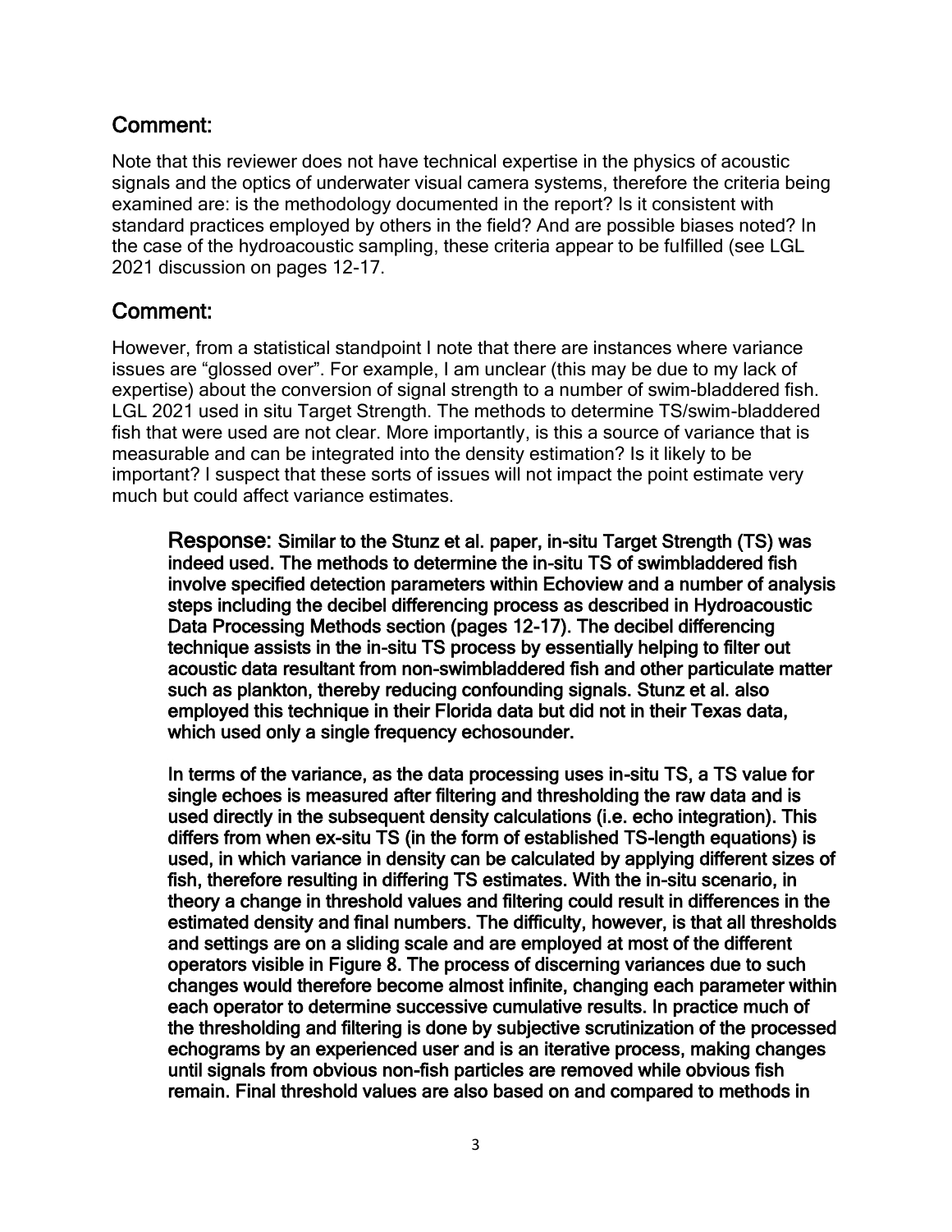## Comment:

Note that this reviewer does not have technical expertise in the physics of acoustic signals and the optics of underwater visual camera systems, therefore the criteria being examined are: is the methodology documented in the report? Is it consistent with standard practices employed by others in the field? And are possible biases noted? In the case of the hydroacoustic sampling, these criteria appear to be fulfilled (see LGL 2021 discussion on pages 12-17.

## Comment:

However, from a statistical standpoint I note that there are instances where variance issues are "glossed over". For example, I am unclear (this may be due to my lack of expertise) about the conversion of signal strength to a number of swim-bladdered fish. LGL 2021 used in situ Target Strength. The methods to determine TS/swim-bladdered fish that were used are not clear. More importantly, is this a source of variance that is measurable and can be integrated into the density estimation? Is it likely to be important? I suspect that these sorts of issues will not impact the point estimate very much but could affect variance estimates.

> **Response: Similar to the Stunz et al. paper, in-situ Target Strength (TS) was indeed used. The methods to determine the in-situ TS of swimbladdered fish involve specified detection parameters within Echoview and a number of analysis steps including the decibel differencing process as described in Hydroacoustic Data Processing Methods section (pages 12-17). The decibel differencing technique assists in the in-situ TS process by essentially helping to filter out acoustic data resultant from non-swimbladdered fish and other particulate matter such as plankton, thereby reducing confounding signals. Stunz et al. also employed this technique in their Florida data but did not in their Texas data, which used only a single frequency echosounder.**
>
> **In terms of the variance, as the data processing uses in-situ TS, a TS value for single echoes is measured after filtering and thresholding the raw data and is used directly in the subsequent density calculations (i.e. echo integration). This differs from when ex-situ TS (in the form of established TS-length equations) is used, in which variance in density can be calculated by applying different sizes of fish, therefore resulting in differing TS estimates. With the in-situ scenario, in theory a change in threshold values and filtering could result in differences in the estimated density and final numbers. The difficulty, however, is that all thresholds and settings are on a sliding scale and are employed at most of the different operators visible in Figure 8. The process of discerning variances due to such changes would therefore become almost infinite, changing each parameter within each operator to determine successive cumulative results. In practice much of the thresholding and filtering is done by subjective scrutinization of the processed echograms by an experienced user and is an iterative process, making changes until signals from obvious non-fish particles are removed while obvious fish remain. Final threshold values are also based on and compared to methods in**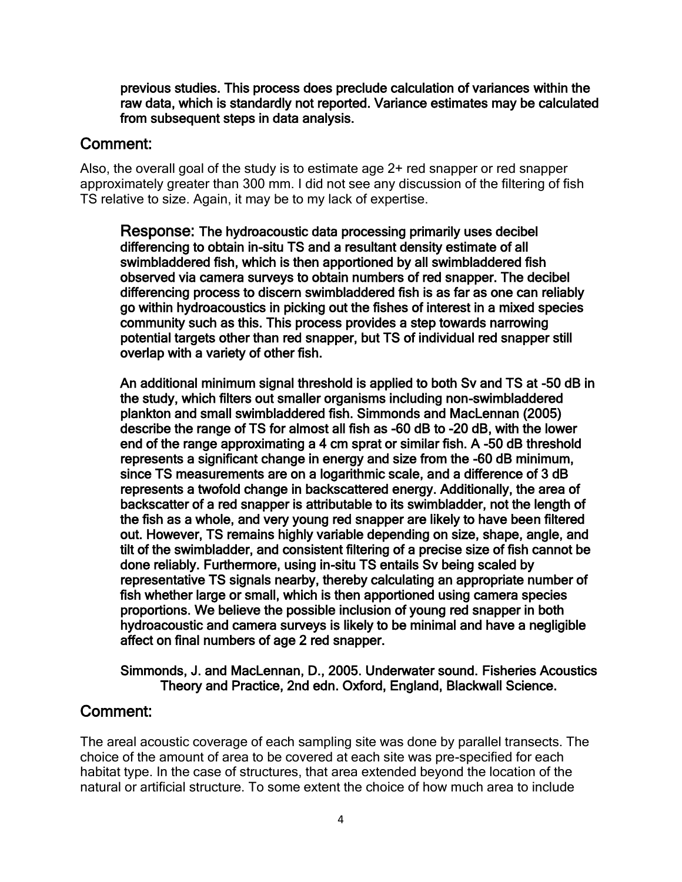**previous studies. This process does preclude calculation of variances within the raw data, which is standardly not reported. Variance estimates may be calculated from subsequent steps in data analysis.**

## Comment:

Also, the overall goal of the study is to estimate age 2+ red snapper or red snapper approximately greater than 300 mm. I did not see any discussion of the filtering of fish TS relative to size. Again, it may be to my lack of expertise.

> **Response: The hydroacoustic data processing primarily uses decibel differencing to obtain in-situ TS and a resultant density estimate of all swimbladdered fish, which is then apportioned by all swimbladdered fish observed via camera surveys to obtain numbers of red snapper. The decibel differencing process to discern swimbladdered fish is as far as one can reliably go within hydroacoustics in picking out the fishes of interest in a mixed species community such as this. This process provides a step towards narrowing potential targets other than red snapper, but TS of individual red snapper still overlap with a variety of other fish.**
>
> **An additional minimum signal threshold is applied to both Sv and TS at -50 dB in the study, which filters out smaller organisms including non-swimbladdered plankton and small swimbladdered fish. Simmonds and MacLennan (2005) describe the range of TS for almost all fish as -60 dB to -20 dB, with the lower end of the range approximating a 4 cm sprat or similar fish. A -50 dB threshold represents a significant change in energy and size from the -60 dB minimum, since TS measurements are on a logarithmic scale, and a difference of 3 dB represents a twofold change in backscattered energy. Additionally, the area of backscatter of a red snapper is attributable to its swimbladder, not the length of the fish as a whole, and very young red snapper are likely to have been filtered out. However, TS remains highly variable depending on size, shape, angle, and tilt of the swimbladder, and consistent filtering of a precise size of fish cannot be done reliably. Furthermore, using in-situ TS entails Sv being scaled by representative TS signals nearby, thereby calculating an appropriate number of fish whether large or small, which is then apportioned using camera species proportions. We believe the possible inclusion of young red snapper in both hydroacoustic and camera surveys is likely to be minimal and have a negligible affect on final numbers of age 2 red snapper.**
>
> **Simmonds, J. and MacLennan, D., 2005. Underwater sound. Fisheries Acoustics Theory and Practice, 2nd edn. Oxford, England, Blackwall Science.**

## Comment:

The areal acoustic coverage of each sampling site was done by parallel transects. The choice of the amount of area to be covered at each site was pre-specified for each habitat type. In the case of structures, that area extended beyond the location of the natural or artificial structure. To some extent the choice of how much area to include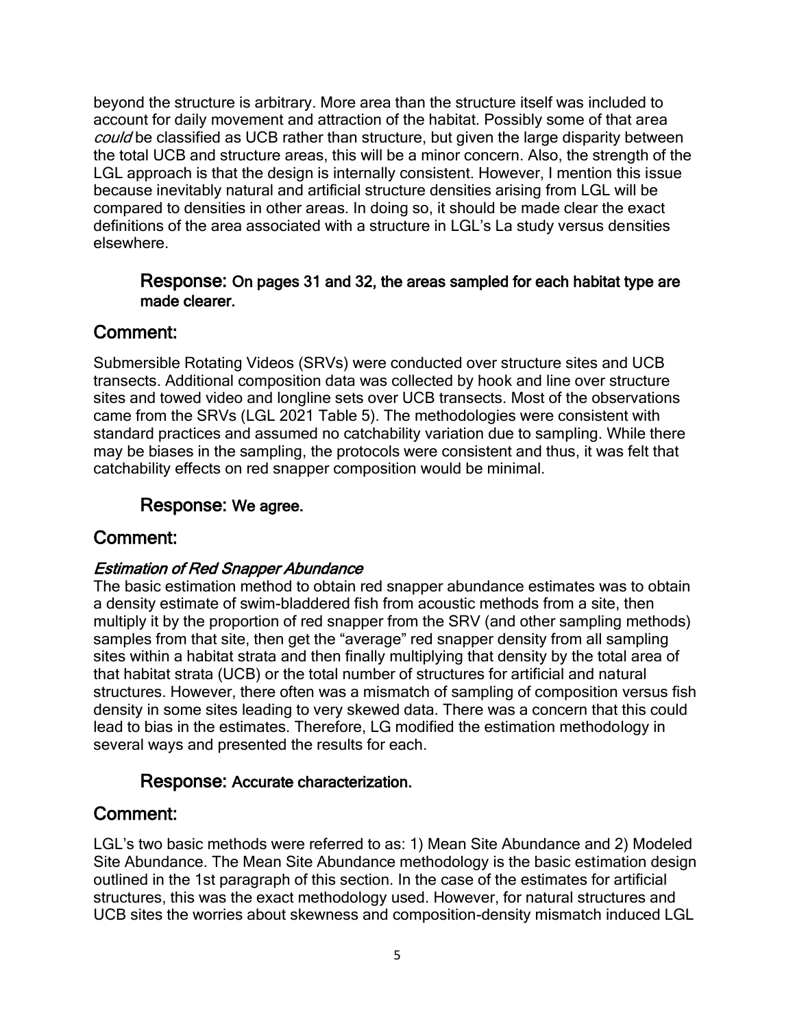beyond the structure is arbitrary. More area than the structure itself was included to account for daily movement and attraction of the habitat. Possibly some of that area *could* be classified as UCB rather than structure, but given the large disparity between the total UCB and structure areas, this will be a minor concern. Also, the strength of the LGL approach is that the design is internally consistent. However, I mention this issue because inevitably natural and artificial structure densities arising from LGL will be compared to densities in other areas. In doing so, it should be made clear the exact definitions of the area associated with a structure in LGL's La study versus densities elsewhere.

> **Response:** **On pages 31 and 32, the areas sampled for each habitat type are made clearer.**

## Comment:

Submersible Rotating Videos (SRVs) were conducted over structure sites and UCB transects. Additional composition data was collected by hook and line over structure sites and towed video and longline sets over UCB transects. Most of the observations came from the SRVs (LGL 2021 Table 5). The methodologies were consistent with standard practices and assumed no catchability variation due to sampling. While there may be biases in the sampling, the protocols were consistent and thus, it was felt that catchability effects on red snapper composition would be minimal.

> **Response:** **We agree.**

## Comment:

### *Estimation of Red Snapper Abundance*

The basic estimation method to obtain red snapper abundance estimates was to obtain a density estimate of swim-bladdered fish from acoustic methods from a site, then multiply it by the proportion of red snapper from the SRV (and other sampling methods) samples from that site, then get the "average" red snapper density from all sampling sites within a habitat strata and then finally multiplying that density by the total area of that habitat strata (UCB) or the total number of structures for artificial and natural structures. However, there often was a mismatch of sampling of composition versus fish density in some sites leading to very skewed data. There was a concern that this could lead to bias in the estimates. Therefore, LG modified the estimation methodology in several ways and presented the results for each.

> **Response:** **Accurate characterization.**

## Comment:

LGL's two basic methods were referred to as: 1) Mean Site Abundance and 2) Modeled Site Abundance. The Mean Site Abundance methodology is the basic estimation design outlined in the 1st paragraph of this section. In the case of the estimates for artificial structures, this was the exact methodology used. However, for natural structures and UCB sites the worries about skewness and composition-density mismatch induced LGL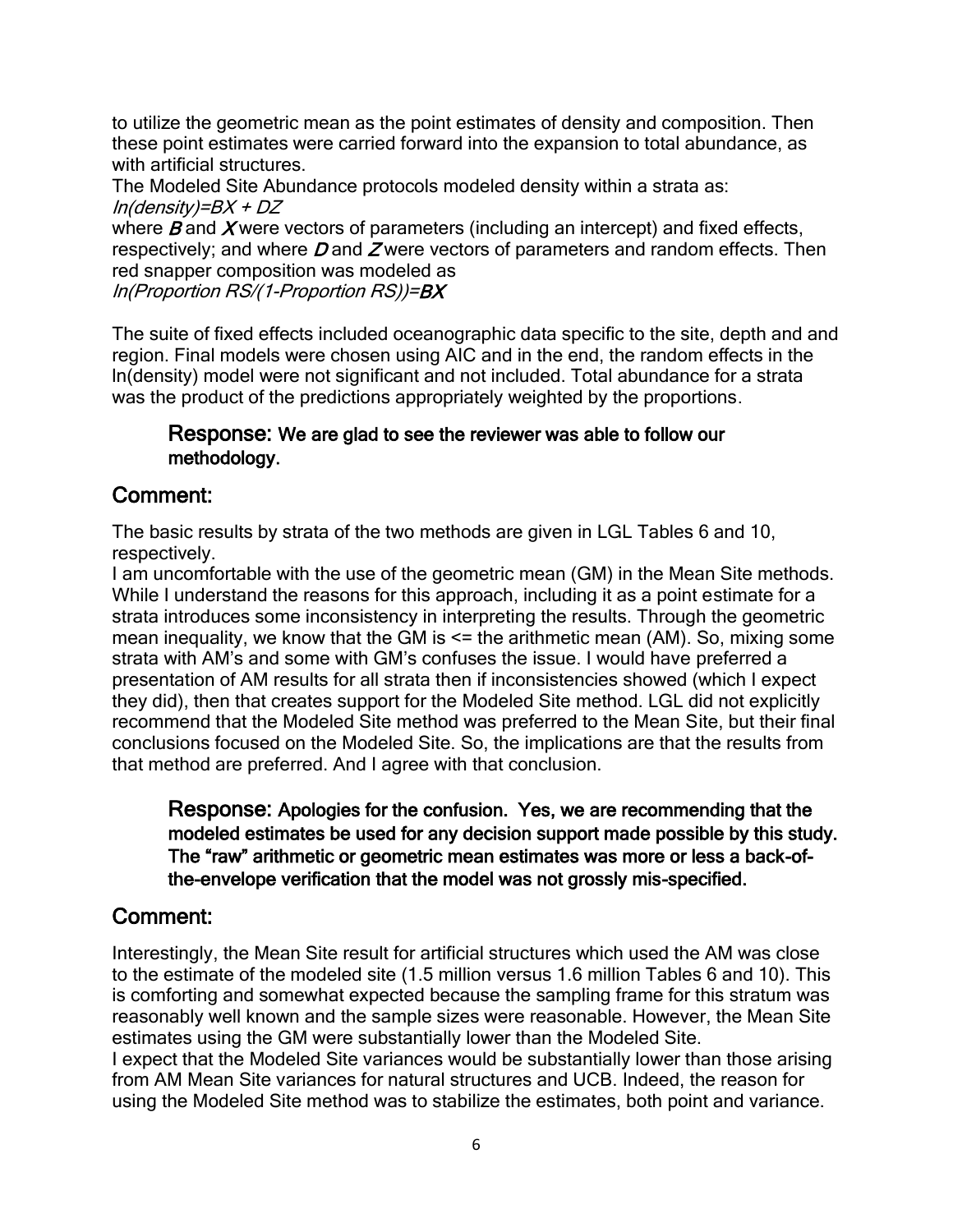to utilize the geometric mean as the point estimates of density and composition. Then these point estimates were carried forward into the expansion to total abundance, as with artificial structures.

The Modeled Site Abundance protocols modeled density within a strata as:

*ln(density)=BX + DZ*

where ***B*** and ***X*** were vectors of parameters (including an intercept) and fixed effects, respectively; and where ***D*** and ***Z*** were vectors of parameters and random effects. Then red snapper composition was modeled as

*ln(Proportion RS/(1-Proportion RS))=**BX***

The suite of fixed effects included oceanographic data specific to the site, depth and and region. Final models were chosen using AIC and in the end, the random effects in the ln(density) model were not significant and not included. Total abundance for a strata was the product of the predictions appropriately weighted by the proportions.

> **Response: We are glad to see the reviewer was able to follow our methodology.**

## Comment:

The basic results by strata of the two methods are given in LGL Tables 6 and 10, respectively.

I am uncomfortable with the use of the geometric mean (GM) in the Mean Site methods. While I understand the reasons for this approach, including it as a point estimate for a strata introduces some inconsistency in interpreting the results. Through the geometric mean inequality, we know that the GM is <= the arithmetic mean (AM). So, mixing some strata with AM's and some with GM's confuses the issue. I would have preferred a presentation of AM results for all strata then if inconsistencies showed (which I expect they did), then that creates support for the Modeled Site method. LGL did not explicitly recommend that the Modeled Site method was preferred to the Mean Site, but their final conclusions focused on the Modeled Site. So, the implications are that the results from that method are preferred. And I agree with that conclusion.

> **Response: Apologies for the confusion. Yes, we are recommending that the modeled estimates be used for any decision support made possible by this study. The "raw" arithmetic or geometric mean estimates was more or less a back-of-the-envelope verification that the model was not grossly mis-specified.**

## Comment:

Interestingly, the Mean Site result for artificial structures which used the AM was close to the estimate of the modeled site (1.5 million versus 1.6 million Tables 6 and 10). This is comforting and somewhat expected because the sampling frame for this stratum was reasonably well known and the sample sizes were reasonable. However, the Mean Site estimates using the GM were substantially lower than the Modeled Site.

I expect that the Modeled Site variances would be substantially lower than those arising from AM Mean Site variances for natural structures and UCB. Indeed, the reason for using the Modeled Site method was to stabilize the estimates, both point and variance.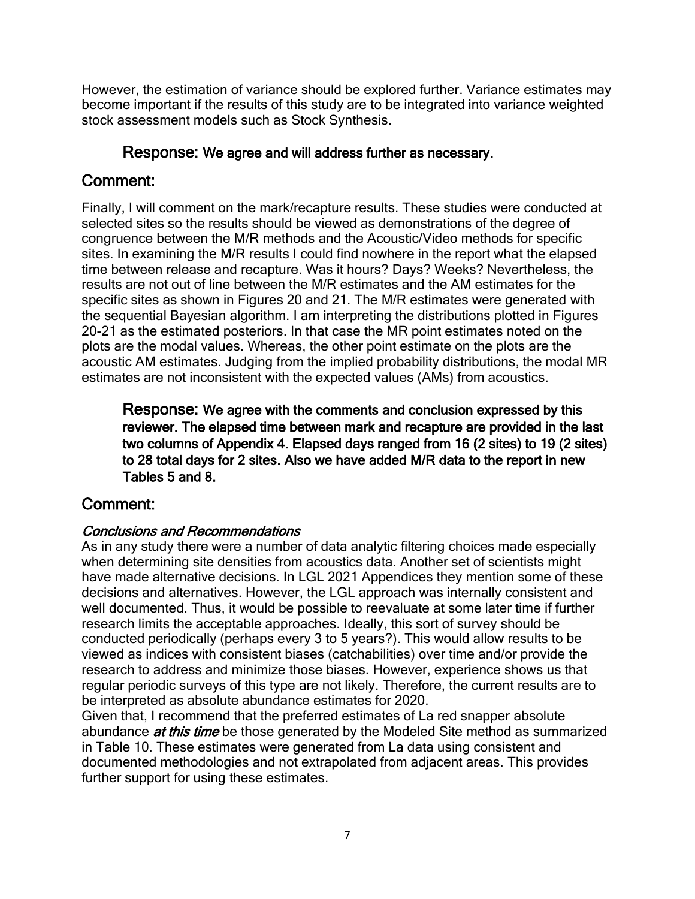However, the estimation of variance should be explored further. Variance estimates may become important if the results of this study are to be integrated into variance weighted stock assessment models such as Stock Synthesis.

> **Response: We agree and will address further as necessary.**

## Comment:

Finally, I will comment on the mark/recapture results. These studies were conducted at selected sites so the results should be viewed as demonstrations of the degree of congruence between the M/R methods and the Acoustic/Video methods for specific sites. In examining the M/R results I could find nowhere in the report what the elapsed time between release and recapture. Was it hours? Days? Weeks? Nevertheless, the results are not out of line between the M/R estimates and the AM estimates for the specific sites as shown in Figures 20 and 21. The M/R estimates were generated with the sequential Bayesian algorithm. I am interpreting the distributions plotted in Figures 20-21 as the estimated posteriors. In that case the MR point estimates noted on the plots are the modal values. Whereas, the other point estimate on the plots are the acoustic AM estimates. Judging from the implied probability distributions, the modal MR estimates are not inconsistent with the expected values (AMs) from acoustics.

> **Response: We agree with the comments and conclusion expressed by this reviewer. The elapsed time between mark and recapture are provided in the last two columns of Appendix 4. Elapsed days ranged from 16 (2 sites) to 19 (2 sites) to 28 total days for 2 sites. Also we have added M/R data to the report in new Tables 5 and 8.**

## Comment:

### *Conclusions and Recommendations*

As in any study there were a number of data analytic filtering choices made especially when determining site densities from acoustics data. Another set of scientists might have made alternative decisions. In LGL 2021 Appendices they mention some of these decisions and alternatives. However, the LGL approach was internally consistent and well documented. Thus, it would be possible to reevaluate at some later time if further research limits the acceptable approaches. Ideally, this sort of survey should be conducted periodically (perhaps every 3 to 5 years?). This would allow results to be viewed as indices with consistent biases (catchabilities) over time and/or provide the research to address and minimize those biases. However, experience shows us that regular periodic surveys of this type are not likely. Therefore, the current results are to be interpreted as absolute abundance estimates for 2020.

Given that, I recommend that the preferred estimates of La red snapper absolute abundance ***at this time*** be those generated by the Modeled Site method as summarized in Table 10. These estimates were generated from La data using consistent and documented methodologies and not extrapolated from adjacent areas. This provides further support for using these estimates.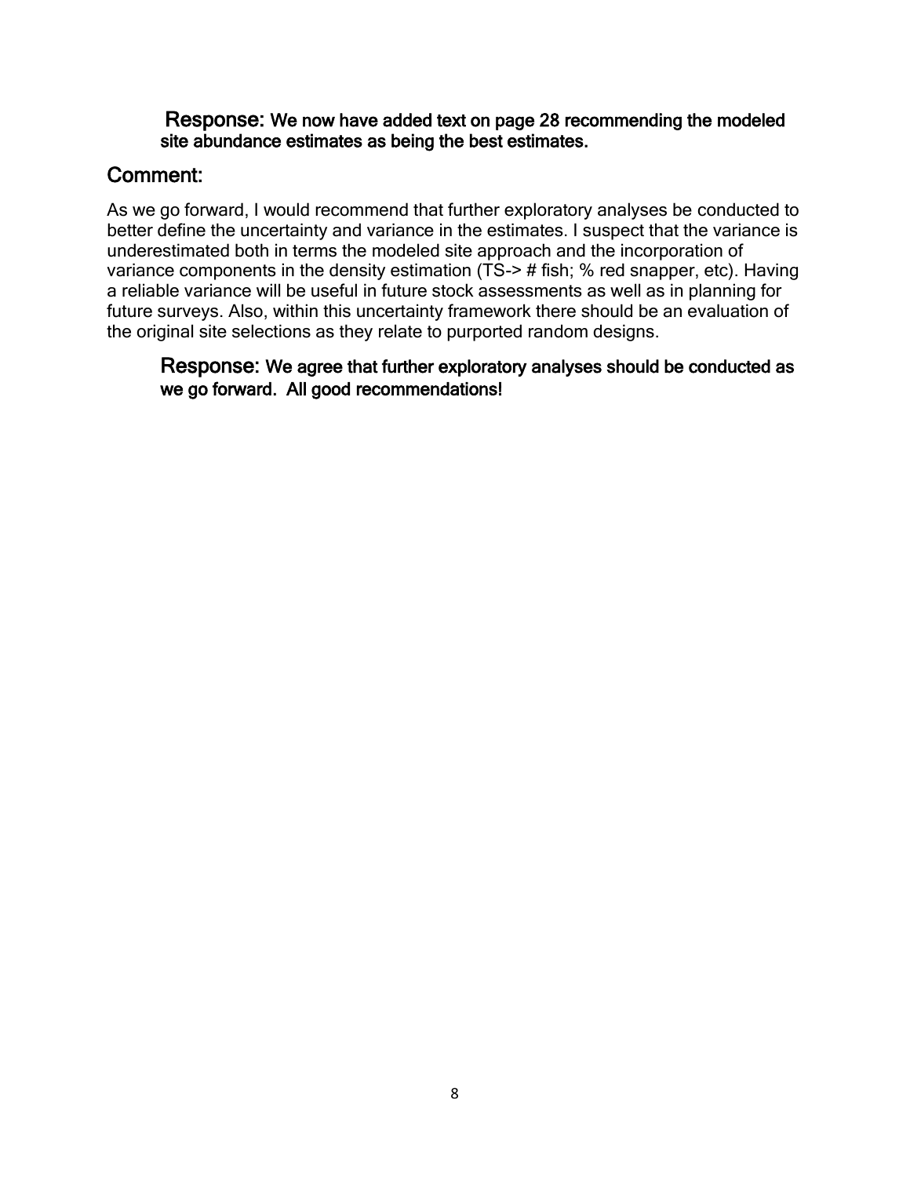**Response:** We now have added text on page 28 recommending the modeled site abundance estimates as being the best estimates.

## Comment:

As we go forward, I would recommend that further exploratory analyses be conducted to better define the uncertainty and variance in the estimates. I suspect that the variance is underestimated both in terms the modeled site approach and the incorporation of variance components in the density estimation (TS-> # fish; % red snapper, etc). Having a reliable variance will be useful in future stock assessments as well as in planning for future surveys. Also, within this uncertainty framework there should be an evaluation of the original site selections as they relate to purported random designs.

**Response:** We agree that further exploratory analyses should be conducted as we go forward. All good recommendations!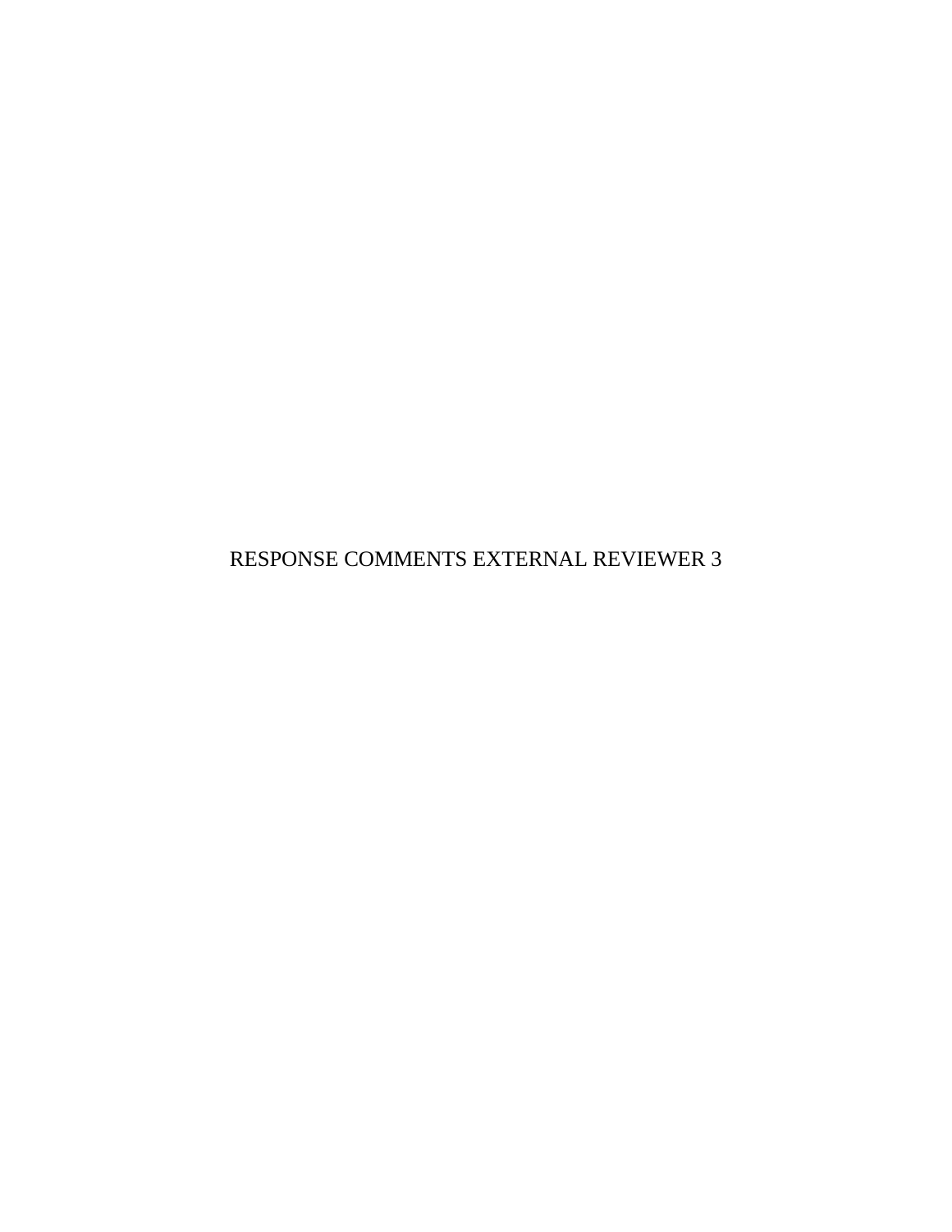# RESPONSE COMMENTS EXTERNAL REVIEWER 3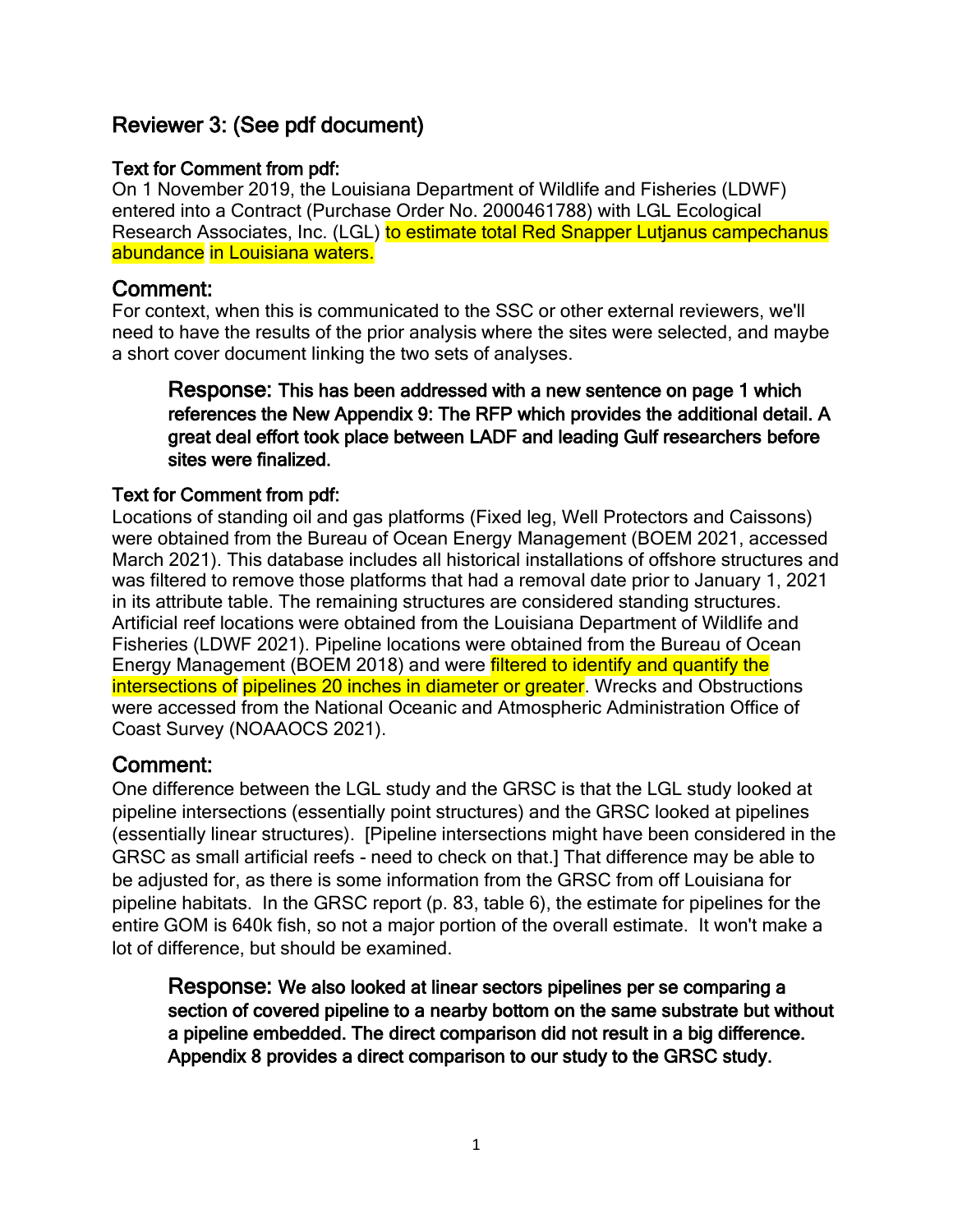## Reviewer 3: (See pdf document)

**Text for Comment from pdf:**

On 1 November 2019, the Louisiana Department of Wildlife and Fisheries (LDWF) entered into a Contract (Purchase Order No. 2000461788) with LGL Ecological Research Associates, Inc. (LGL) to estimate total Red Snapper Lutjanus campechanus abundance in Louisiana waters.

## Comment:

For context, when this is communicated to the SSC or other external reviewers, we'll need to have the results of the prior analysis where the sites were selected, and maybe a short cover document linking the two sets of analyses.

> **Response: This has been addressed with a new sentence on page 1 which references the New Appendix 9: The RFP which provides the additional detail. A great deal effort took place between LADF and leading Gulf researchers before sites were finalized.**

**Text for Comment from pdf:**

Locations of standing oil and gas platforms (Fixed leg, Well Protectors and Caissons) were obtained from the Bureau of Ocean Energy Management (BOEM 2021, accessed March 2021). This database includes all historical installations of offshore structures and was filtered to remove those platforms that had a removal date prior to January 1, 2021 in its attribute table. The remaining structures are considered standing structures. Artificial reef locations were obtained from the Louisiana Department of Wildlife and Fisheries (LDWF 2021). Pipeline locations were obtained from the Bureau of Ocean Energy Management (BOEM 2018) and were filtered to identify and quantify the intersections of pipelines 20 inches in diameter or greater. Wrecks and Obstructions were accessed from the National Oceanic and Atmospheric Administration Office of Coast Survey (NOAAOCS 2021).

## Comment:

One difference between the LGL study and the GRSC is that the LGL study looked at pipeline intersections (essentially point structures) and the GRSC looked at pipelines (essentially linear structures). [Pipeline intersections might have been considered in the GRSC as small artificial reefs - need to check on that.] That difference may be able to be adjusted for, as there is some information from the GRSC from off Louisiana for pipeline habitats. In the GRSC report (p. 83, table 6), the estimate for pipelines for the entire GOM is 640k fish, so not a major portion of the overall estimate. It won't make a lot of difference, but should be examined.

> **Response: We also looked at linear sectors pipelines per se comparing a section of covered pipeline to a nearby bottom on the same substrate but without a pipeline embedded. The direct comparison did not result in a big difference. Appendix 8 provides a direct comparison to our study to the GRSC study.**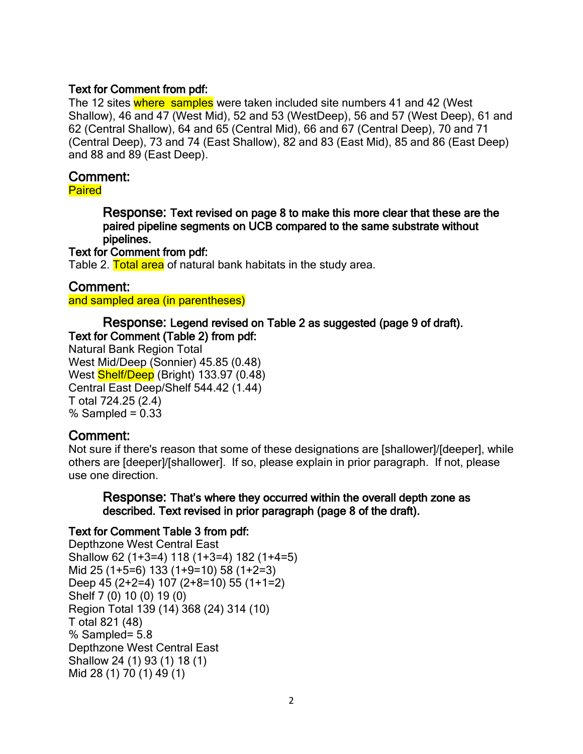**Text for Comment from pdf:**

The 12 sites where  samples were taken included site numbers 41 and 42 (West Shallow), 46 and 47 (West Mid), 52 and 53 (WestDeep), 56 and 57 (West Deep), 61 and 62 (Central Shallow), 64 and 65 (Central Mid), 66 and 67 (Central Deep), 70 and 71 (Central Deep), 73 and 74 (East Shallow), 82 and 83 (East Mid), 85 and 86 (East Deep) and 88 and 89 (East Deep).

## Comment:

Paired

> **Response: Text revised on page 8 to make this more clear that these are the paired pipeline segments on UCB compared to the same substrate without pipelines.**

**Text for Comment from pdf:**

Table 2. Total area of natural bank habitats in the study area.

## Comment:

and sampled area (in parentheses)

> **Response: Legend revised on Table 2 as suggested (page 9 of draft).**

**Text for Comment (Table 2) from pdf:**

Natural Bank Region Total
West Mid/Deep (Sonnier) 45.85 (0.48)
West Shelf/Deep (Bright) 133.97 (0.48)
Central East Deep/Shelf 544.42 (1.44)
T otal 724.25 (2.4)
% Sampled = 0.33

## Comment:

Not sure if there's reason that some of these designations are [shallower]/[deeper], while others are [deeper]/[shallower]. If so, please explain in prior paragraph. If not, please use one direction.

> **Response: That's where they occurred within the overall depth zone as described. Text revised in prior paragraph (page 8 of the draft).**

**Text for Comment Table 3 from pdf:**

Depthzone West Central East
Shallow 62 (1+3=4) 118 (1+3=4) 182 (1+4=5)
Mid 25 (1+5=6) 133 (1+9=10) 58 (1+2=3)
Deep 45 (2+2=4) 107 (2+8=10) 55 (1+1=2)
Shelf 7 (0) 10 (0) 19 (0)
Region Total 139 (14) 368 (24) 314 (10)
T otal 821 (48)
% Sampled= 5.8
Depthzone West Central East
Shallow 24 (1) 93 (1) 18 (1)
Mid 28 (1) 70 (1) 49 (1)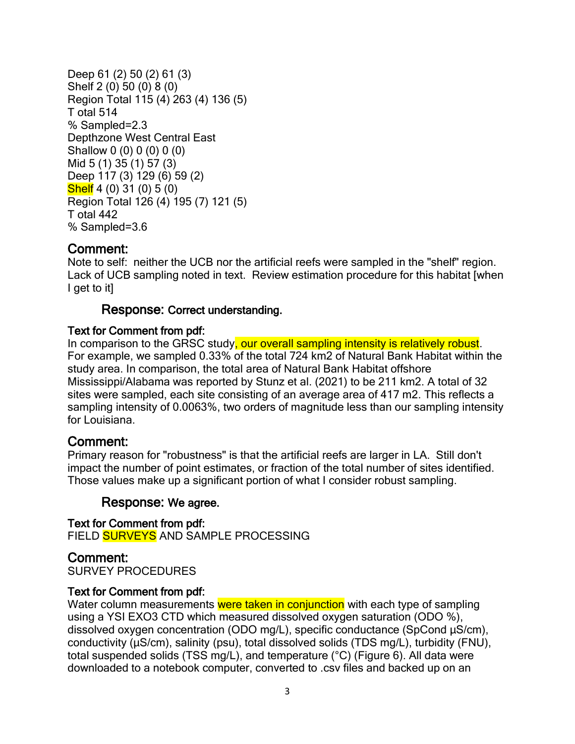Deep 61 (2) 50 (2) 61 (3)
Shelf 2 (0) 50 (0) 8 (0)
Region Total 115 (4) 263 (4) 136 (5)
T otal 514
% Sampled=2.3
Depthzone West Central East
Shallow 0 (0) 0 (0) 0 (0)
Mid 5 (1) 35 (1) 57 (3)
Deep 117 (3) 129 (6) 59 (2)
Shelf 4 (0) 31 (0) 5 (0)
Region Total 126 (4) 195 (7) 121 (5)
T otal 442
% Sampled=3.6

## Comment:

Note to self: neither the UCB nor the artificial reefs were sampled in the "shelf" region. Lack of UCB sampling noted in text. Review estimation procedure for this habitat [when I get to it]

### Response: **Correct understanding.**

**Text for Comment from pdf:**
In comparison to the GRSC study, our overall sampling intensity is relatively robust. For example, we sampled 0.33% of the total 724 km2 of Natural Bank Habitat within the study area. In comparison, the total area of Natural Bank Habitat offshore Mississippi/Alabama was reported by Stunz et al. (2021) to be 211 km2. A total of 32 sites were sampled, each site consisting of an average area of 417 m2. This reflects a sampling intensity of 0.0063%, two orders of magnitude less than our sampling intensity for Louisiana.

## Comment:

Primary reason for "robustness" is that the artificial reefs are larger in LA. Still don't impact the number of point estimates, or fraction of the total number of sites identified. Those values make up a significant portion of what I consider robust sampling.

### Response: **We agree.**

**Text for Comment from pdf:**
FIELD SURVEYS AND SAMPLE PROCESSING

## Comment:

SURVEY PROCEDURES

**Text for Comment from pdf:**
Water column measurements were taken in conjunction with each type of sampling using a YSI EXO3 CTD which measured dissolved oxygen saturation (ODO %), dissolved oxygen concentration (ODO mg/L), specific conductance (SpCond µS/cm), conductivity (µS/cm), salinity (psu), total dissolved solids (TDS mg/L), turbidity (FNU), total suspended solids (TSS mg/L), and temperature (°C) (Figure 6). All data were downloaded to a notebook computer, converted to .csv files and backed up on an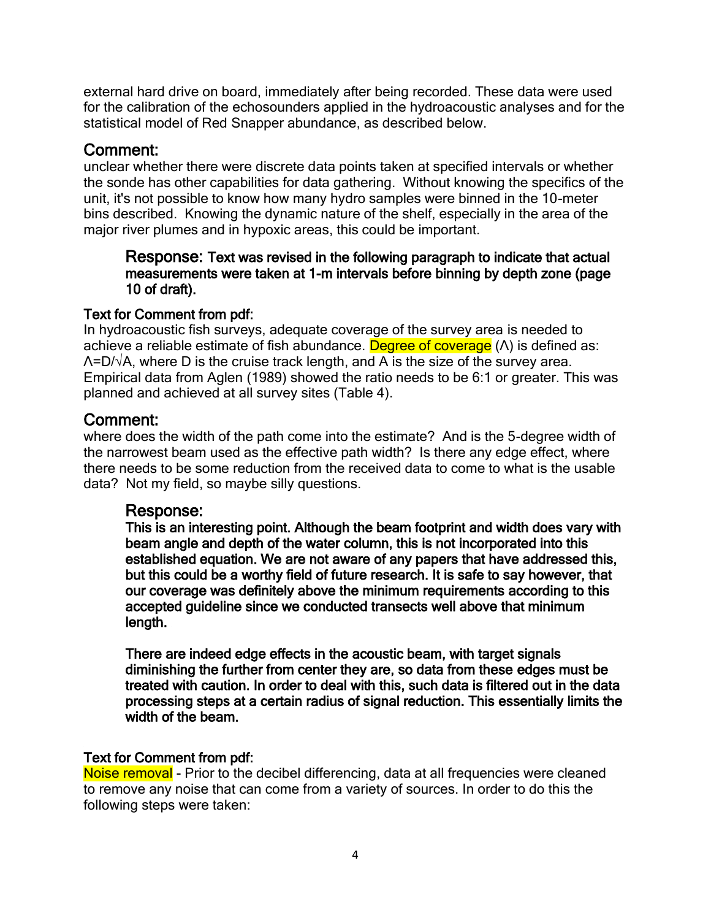external hard drive on board, immediately after being recorded. These data were used for the calibration of the echosounders applied in the hydroacoustic analyses and for the statistical model of Red Snapper abundance, as described below.

## Comment:

unclear whether there were discrete data points taken at specified intervals or whether the sonde has other capabilities for data gathering. Without knowing the specifics of the unit, it's not possible to know how many hydro samples were binned in the 10-meter bins described. Knowing the dynamic nature of the shelf, especially in the area of the major river plumes and in hypoxic areas, this could be important.

> **Response: Text was revised in the following paragraph to indicate that actual measurements were taken at 1-m intervals before binning by depth zone (page 10 of draft).**

**Text for Comment from pdf:**

In hydroacoustic fish surveys, adequate coverage of the survey area is needed to achieve a reliable estimate of fish abundance. Degree of coverage ($\Lambda$) is defined as: $\Lambda = D/\sqrt{A}$, where D is the cruise track length, and A is the size of the survey area. Empirical data from Aglen (1989) showed the ratio needs to be 6:1 or greater. This was planned and achieved at all survey sites (Table 4).

## Comment:

where does the width of the path come into the estimate? And is the 5-degree width of the narrowest beam used as the effective path width? Is there any edge effect, where there needs to be some reduction from the received data to come to what is the usable data? Not my field, so maybe silly questions.

> **Response:**
>
> **This is an interesting point. Although the beam footprint and width does vary with beam angle and depth of the water column, this is not incorporated into this established equation. We are not aware of any papers that have addressed this, but this could be a worthy field of future research. It is safe to say however, that our coverage was definitely above the minimum requirements according to this accepted guideline since we conducted transects well above that minimum length.**
>
> **There are indeed edge effects in the acoustic beam, with target signals diminishing the further from center they are, so data from these edges must be treated with caution. In order to deal with this, such data is filtered out in the data processing steps at a certain radius of signal reduction. This essentially limits the width of the beam.**

**Text for Comment from pdf:**

Noise removal - Prior to the decibel differencing, data at all frequencies were cleaned to remove any noise that can come from a variety of sources. In order to do this the following steps were taken: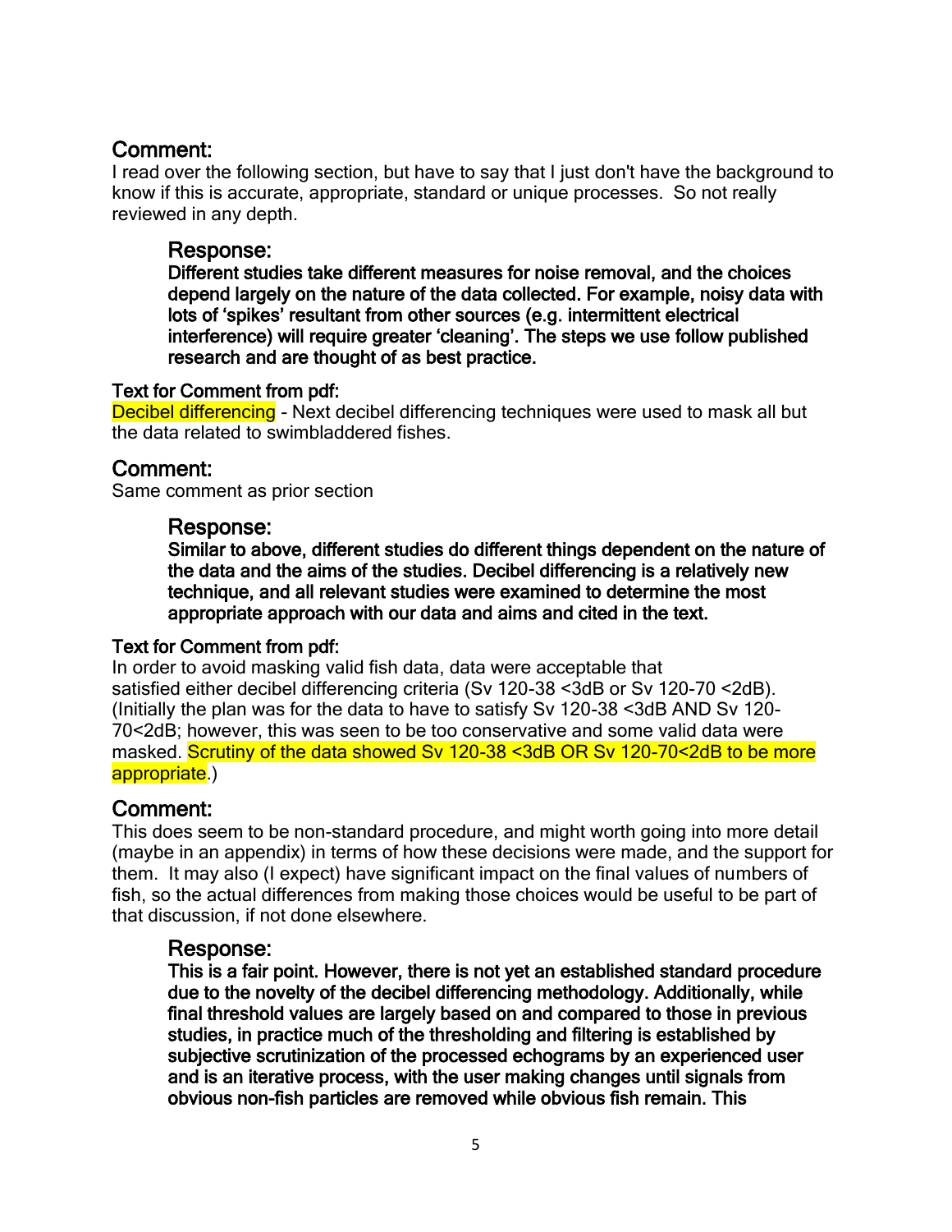## Comment:

I read over the following section, but have to say that I just don't have the background to know if this is accurate, appropriate, standard or unique processes. So not really reviewed in any depth.

> ### Response:
>
> **Different studies take different measures for noise removal, and the choices depend largely on the nature of the data collected. For example, noisy data with lots of 'spikes' resultant from other sources (e.g. intermittent electrical interference) will require greater 'cleaning'. The steps we use follow published research and are thought of as best practice.**

**Text for Comment from pdf:**

Decibel differencing - Next decibel differencing techniques were used to mask all but the data related to swimbladdered fishes.

## Comment:

Same comment as prior section

> ### Response:
>
> **Similar to above, different studies do different things dependent on the nature of the data and the aims of the studies. Decibel differencing is a relatively new technique, and all relevant studies were examined to determine the most appropriate approach with our data and aims and cited in the text.**

**Text for Comment from pdf:**

In order to avoid masking valid fish data, data were acceptable that satisfied either decibel differencing criteria (Sv 120-38 <3dB or Sv 120-70 <2dB). (Initially the plan was for the data to have to satisfy Sv 120-38 <3dB AND Sv 120-70<2dB; however, this was seen to be too conservative and some valid data were masked. Scrutiny of the data showed Sv 120-38 <3dB OR Sv 120-70<2dB to be more appropriate.)

## Comment:

This does seem to be non-standard procedure, and might worth going into more detail (maybe in an appendix) in terms of how these decisions were made, and the support for them. It may also (I expect) have significant impact on the final values of numbers of fish, so the actual differences from making those choices would be useful to be part of that discussion, if not done elsewhere.

> ### Response:
>
> **This is a fair point. However, there is not yet an established standard procedure due to the novelty of the decibel differencing methodology. Additionally, while final threshold values are largely based on and compared to those in previous studies, in practice much of the thresholding and filtering is established by subjective scrutinization of the processed echograms by an experienced user and is an iterative process, with the user making changes until signals from obvious non-fish particles are removed while obvious fish remain. This**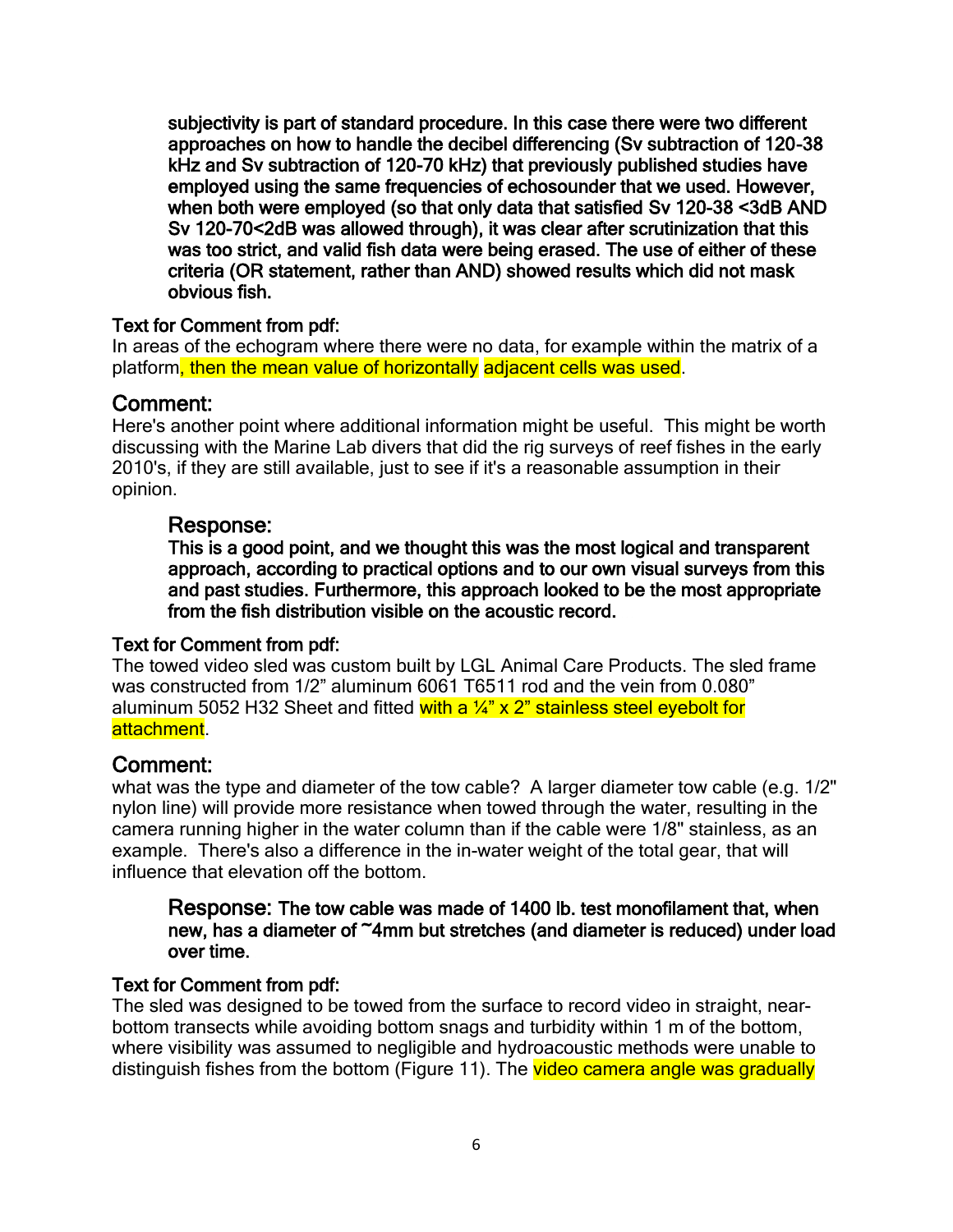**subjectivity is part of standard procedure. In this case there were two different approaches on how to handle the decibel differencing (Sv subtraction of 120-38 kHz and Sv subtraction of 120-70 kHz) that previously published studies have employed using the same frequencies of echosounder that we used. However, when both were employed (so that only data that satisfied Sv 120-38 <3dB AND Sv 120-70<2dB was allowed through), it was clear after scrutinization that this was too strict, and valid fish data were being erased. The use of either of these criteria (OR statement, rather than AND) showed results which did not mask obvious fish.**

Text for Comment from pdf:
In areas of the echogram where there were no data, for example within the matrix of a platform, then the mean value of horizontally adjacent cells was used.

## Comment:

Here's another point where additional information might be useful. This might be worth discussing with the Marine Lab divers that did the rig surveys of reef fishes in the early 2010's, if they are still available, just to see if it's a reasonable assumption in their opinion.

### Response:

**This is a good point, and we thought this was the most logical and transparent approach, according to practical options and to our own visual surveys from this and past studies. Furthermore, this approach looked to be the most appropriate from the fish distribution visible on the acoustic record.**

Text for Comment from pdf:
The towed video sled was custom built by LGL Animal Care Products. The sled frame was constructed from 1/2" aluminum 6061 T6511 rod and the vein from 0.080" aluminum 5052 H32 Sheet and fitted with a ¼" x 2" stainless steel eyebolt for attachment.

## Comment:

what was the type and diameter of the tow cable? A larger diameter tow cable (e.g. 1/2" nylon line) will provide more resistance when towed through the water, resulting in the camera running higher in the water column than if the cable were 1/8" stainless, as an example. There's also a difference in the in-water weight of the total gear, that will influence that elevation off the bottom.

### Response: **The tow cable was made of 1400 lb. test monofilament that, when new, has a diameter of ~4mm but stretches (and diameter is reduced) under load over time.**

Text for Comment from pdf:
The sled was designed to be towed from the surface to record video in straight, near-bottom transects while avoiding bottom snags and turbidity within 1 m of the bottom, where visibility was assumed to negligible and hydroacoustic methods were unable to distinguish fishes from the bottom (Figure 11). The video camera angle was gradually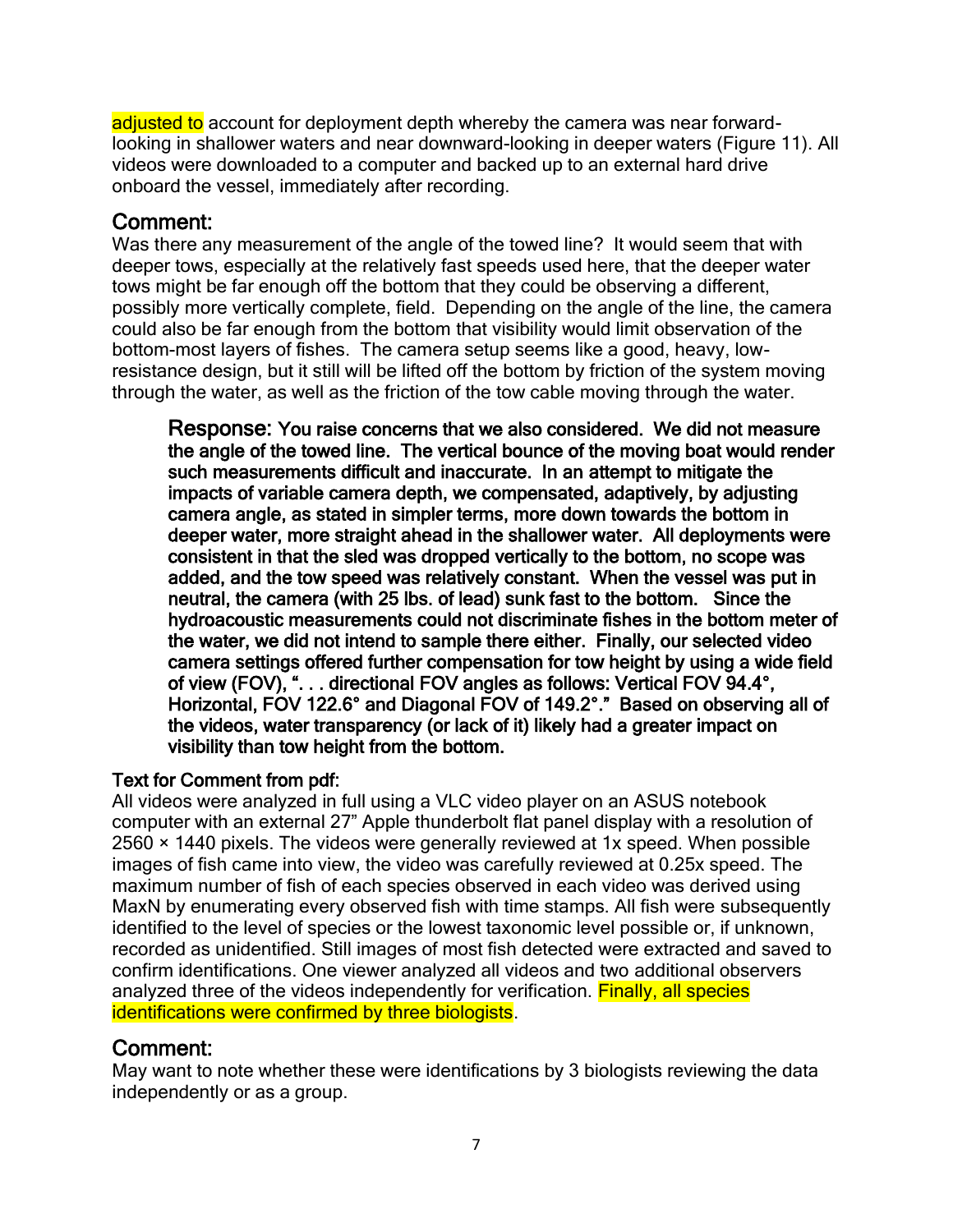adjusted to account for deployment depth whereby the camera was near forward-looking in shallower waters and near downward-looking in deeper waters (Figure 11). All videos were downloaded to a computer and backed up to an external hard drive onboard the vessel, immediately after recording.

## Comment:

Was there any measurement of the angle of the towed line? It would seem that with deeper tows, especially at the relatively fast speeds used here, that the deeper water tows might be far enough off the bottom that they could be observing a different, possibly more vertically complete, field. Depending on the angle of the line, the camera could also be far enough from the bottom that visibility would limit observation of the bottom-most layers of fishes. The camera setup seems like a good, heavy, low-resistance design, but it still will be lifted off the bottom by friction of the system moving through the water, as well as the friction of the tow cable moving through the water.

> **Response: You raise concerns that we also considered. We did not measure the angle of the towed line. The vertical bounce of the moving boat would render such measurements difficult and inaccurate. In an attempt to mitigate the impacts of variable camera depth, we compensated, adaptively, by adjusting camera angle, as stated in simpler terms, more down towards the bottom in deeper water, more straight ahead in the shallower water. All deployments were consistent in that the sled was dropped vertically to the bottom, no scope was added, and the tow speed was relatively constant. When the vessel was put in neutral, the camera (with 25 lbs. of lead) sunk fast to the bottom. Since the hydroacoustic measurements could not discriminate fishes in the bottom meter of the water, we did not intend to sample there either. Finally, our selected video camera settings offered further compensation for tow height by using a wide field of view (FOV), ". . . directional FOV angles as follows: Vertical FOV 94.4°, Horizontal, FOV 122.6° and Diagonal FOV of 149.2°." Based on observing all of the videos, water transparency (or lack of it) likely had a greater impact on visibility than tow height from the bottom.**

**Text for Comment from pdf:**

All videos were analyzed in full using a VLC video player on an ASUS notebook computer with an external 27" Apple thunderbolt flat panel display with a resolution of 2560 × 1440 pixels. The videos were generally reviewed at 1x speed. When possible images of fish came into view, the video was carefully reviewed at 0.25x speed. The maximum number of fish of each species observed in each video was derived using MaxN by enumerating every observed fish with time stamps. All fish were subsequently identified to the level of species or the lowest taxonomic level possible or, if unknown, recorded as unidentified. Still images of most fish detected were extracted and saved to confirm identifications. One viewer analyzed all videos and two additional observers analyzed three of the videos independently for verification. Finally, all species identifications were confirmed by three biologists.

## Comment:

May want to note whether these were identifications by 3 biologists reviewing the data independently or as a group.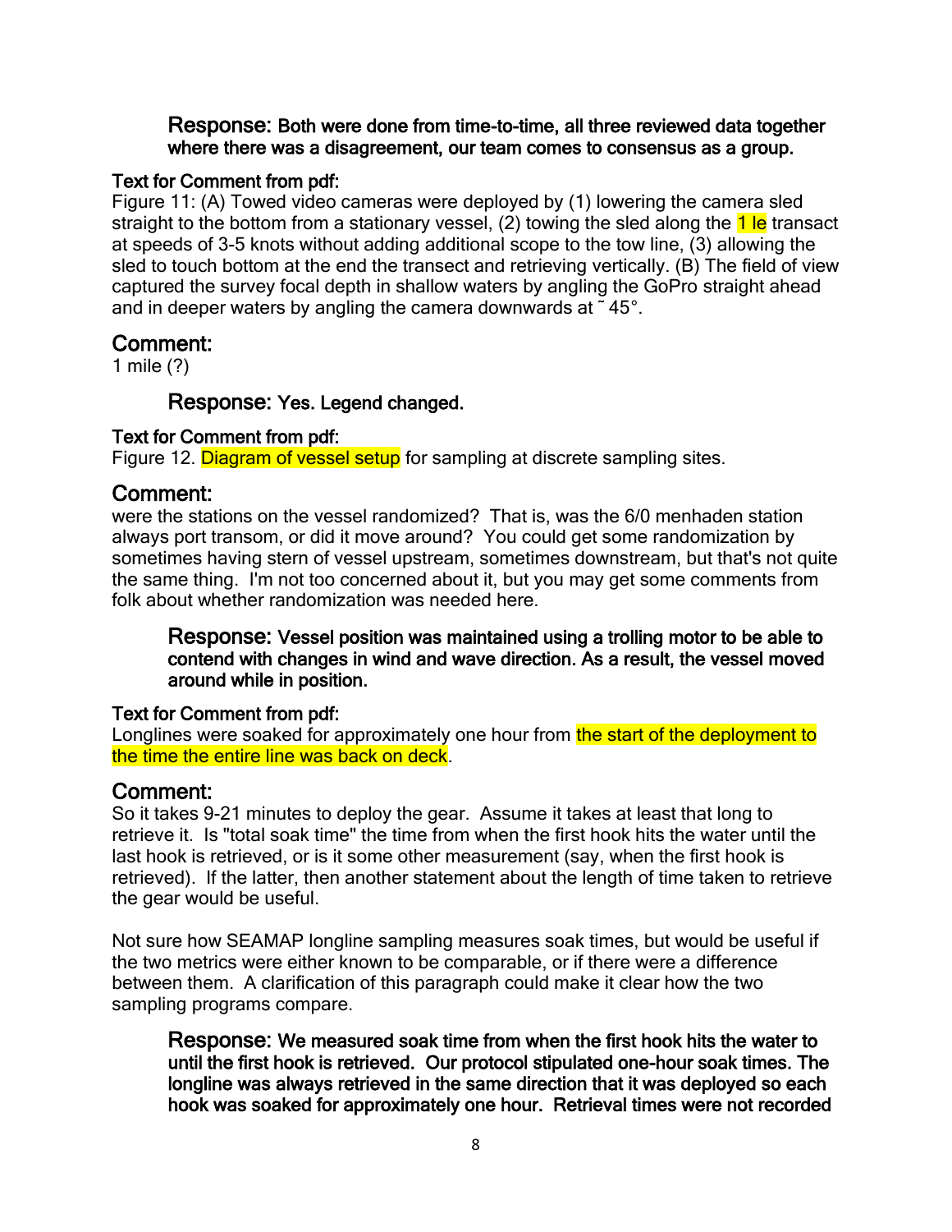**Response: Both were done from time-to-time, all three reviewed data together where there was a disagreement, our team comes to consensus as a group.**

**Text for Comment from pdf:**
Figure 11: (A) Towed video cameras were deployed by (1) lowering the camera sled straight to the bottom from a stationary vessel, (2) towing the sled along the 1 le transact at speeds of 3-5 knots without adding additional scope to the tow line, (3) allowing the sled to touch bottom at the end the transect and retrieving vertically. (B) The field of view captured the survey focal depth in shallow waters by angling the GoPro straight ahead and in deeper waters by angling the camera downwards at ˜ 45°.

## Comment:

1 mile (?)

**Response: Yes. Legend changed.**

**Text for Comment from pdf:**
Figure 12. Diagram of vessel setup for sampling at discrete sampling sites.

## Comment:

were the stations on the vessel randomized? That is, was the 6/0 menhaden station always port transom, or did it move around? You could get some randomization by sometimes having stern of vessel upstream, sometimes downstream, but that's not quite the same thing. I'm not too concerned about it, but you may get some comments from folk about whether randomization was needed here.

**Response: Vessel position was maintained using a trolling motor to be able to contend with changes in wind and wave direction. As a result, the vessel moved around while in position.**

**Text for Comment from pdf:**
Longlines were soaked for approximately one hour from the start of the deployment to the time the entire line was back on deck.

## Comment:

So it takes 9-21 minutes to deploy the gear. Assume it takes at least that long to retrieve it. Is "total soak time" the time from when the first hook hits the water until the last hook is retrieved, or is it some other measurement (say, when the first hook is retrieved). If the latter, then another statement about the length of time taken to retrieve the gear would be useful.

Not sure how SEAMAP longline sampling measures soak times, but would be useful if the two metrics were either known to be comparable, or if there were a difference between them. A clarification of this paragraph could make it clear how the two sampling programs compare.

**Response: We measured soak time from when the first hook hits the water to until the first hook is retrieved. Our protocol stipulated one-hour soak times. The longline was always retrieved in the same direction that it was deployed so each hook was soaked for approximately one hour. Retrieval times were not recorded**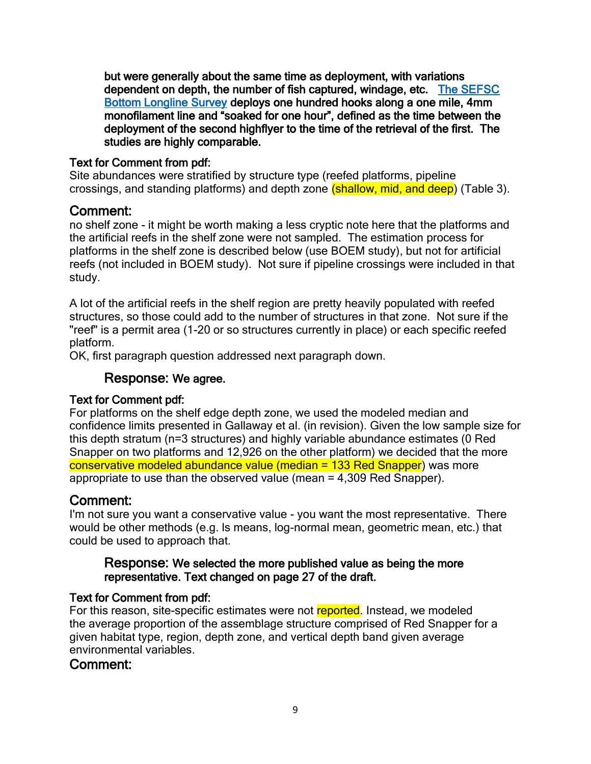**but were generally about the same time as deployment, with variations dependent on depth, the number of fish captured, windage, etc. [The SEFSC Bottom Longline Survey] deploys one hundred hooks along a one mile, 4mm monofilament line and "soaked for one hour", defined as the time between the deployment of the second highflyer to the time of the retrieval of the first. The studies are highly comparable.**

**Text for Comment from pdf:**
Site abundances were stratified by structure type (reefed platforms, pipeline crossings, and standing platforms) and depth zone (shallow, mid, and deep) (Table 3).

## Comment:

no shelf zone - it might be worth making a less cryptic note here that the platforms and the artificial reefs in the shelf zone were not sampled. The estimation process for platforms in the shelf zone is described below (use BOEM study), but not for artificial reefs (not included in BOEM study). Not sure if pipeline crossings were included in that study.

A lot of the artificial reefs in the shelf region are pretty heavily populated with reefed structures, so those could add to the number of structures in that zone. Not sure if the "reef" is a permit area (1-20 or so structures currently in place) or each specific reefed platform.
OK, first paragraph question addressed next paragraph down.

### Response: **We agree.**

**Text for Comment pdf:**
For platforms on the shelf edge depth zone, we used the modeled median and confidence limits presented in Gallaway et al. (in revision). Given the low sample size for this depth stratum (n=3 structures) and highly variable abundance estimates (0 Red Snapper on two platforms and 12,926 on the other platform) we decided that the more conservative modeled abundance value (median = 133 Red Snapper) was more appropriate to use than the observed value (mean = 4,309 Red Snapper).

## Comment:

I'm not sure you want a conservative value - you want the most representative. There would be other methods (e.g. ls means, log-normal mean, geometric mean, etc.) that could be used to approach that.

### Response: **We selected the more published value as being the more representative. Text changed on page 27 of the draft.**

**Text for Comment from pdf:**
For this reason, site-specific estimates were not reported. Instead, we modeled the average proportion of the assemblage structure comprised of Red Snapper for a given habitat type, region, depth zone, and vertical depth band given average environmental variables.

## Comment: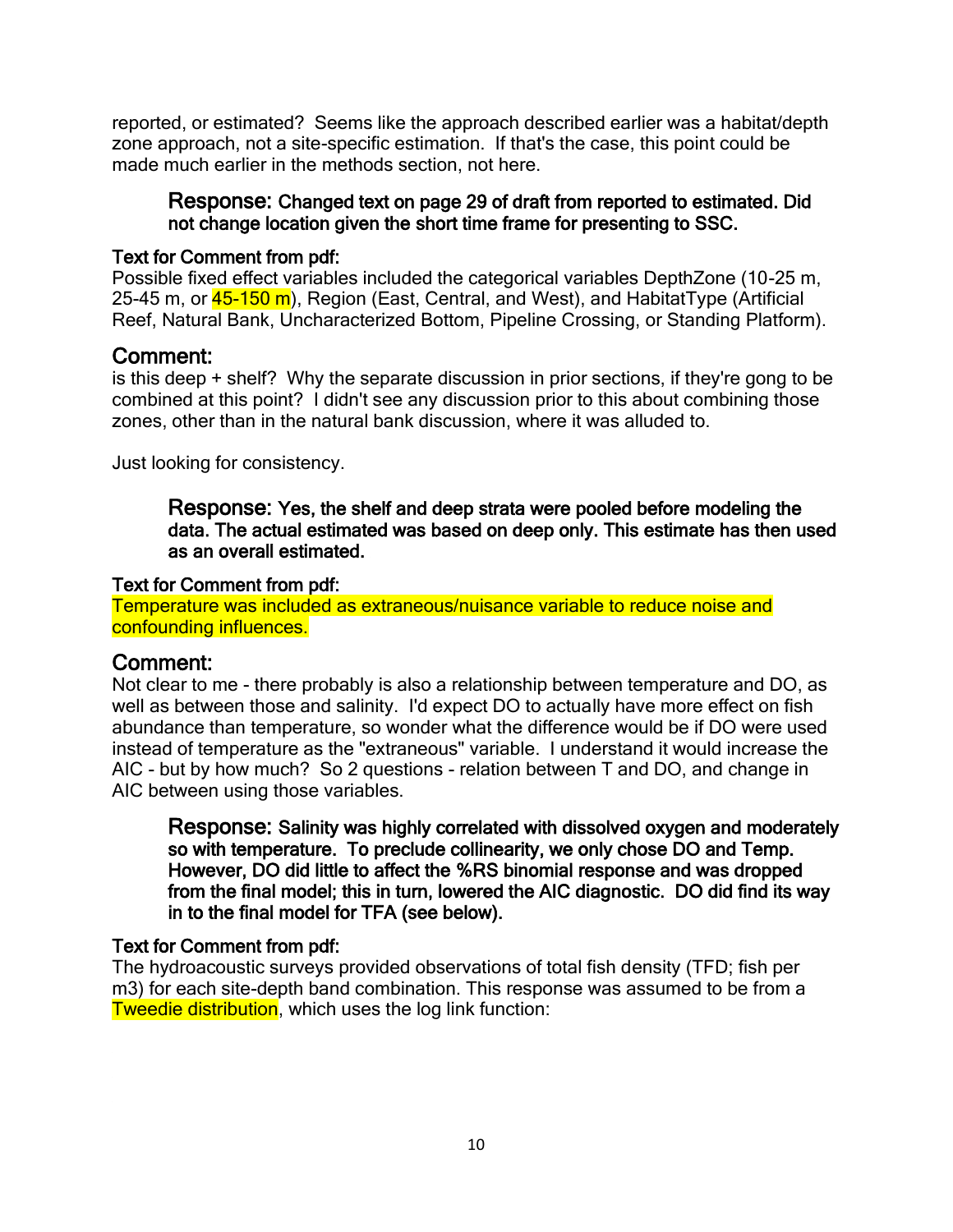reported, or estimated? Seems like the approach described earlier was a habitat/depth zone approach, not a site-specific estimation. If that's the case, this point could be made much earlier in the methods section, not here.

> **Response:** Changed text on page 29 of draft from reported to estimated. Did not change location given the short time frame for presenting to SSC.

**Text for Comment from pdf:**
Possible fixed effect variables included the categorical variables DepthZone (10-25 m, 25-45 m, or 45-150 m), Region (East, Central, and West), and HabitatType (Artificial Reef, Natural Bank, Uncharacterized Bottom, Pipeline Crossing, or Standing Platform).

## Comment:

is this deep + shelf? Why the separate discussion in prior sections, if they're gong to be combined at this point? I didn't see any discussion prior to this about combining those zones, other than in the natural bank discussion, where it was alluded to.

Just looking for consistency.

> **Response:** Yes, the shelf and deep strata were pooled before modeling the data. The actual estimated was based on deep only. This estimate has then used as an overall estimated.

**Text for Comment from pdf:**
Temperature was included as extraneous/nuisance variable to reduce noise and confounding influences.

## Comment:

Not clear to me - there probably is also a relationship between temperature and DO, as well as between those and salinity. I'd expect DO to actually have more effect on fish abundance than temperature, so wonder what the difference would be if DO were used instead of temperature as the "extraneous" variable. I understand it would increase the AIC - but by how much? So 2 questions - relation between T and DO, and change in AIC between using those variables.

> **Response:** Salinity was highly correlated with dissolved oxygen and moderately so with temperature. To preclude collinearity, we only chose DO and Temp. However, DO did little to affect the %RS binomial response and was dropped from the final model; this in turn, lowered the AIC diagnostic. DO did find its way in to the final model for TFA (see below).

**Text for Comment from pdf:**
The hydroacoustic surveys provided observations of total fish density (TFD; fish per m3) for each site-depth band combination. This response was assumed to be from a Tweedie distribution, which uses the log link function: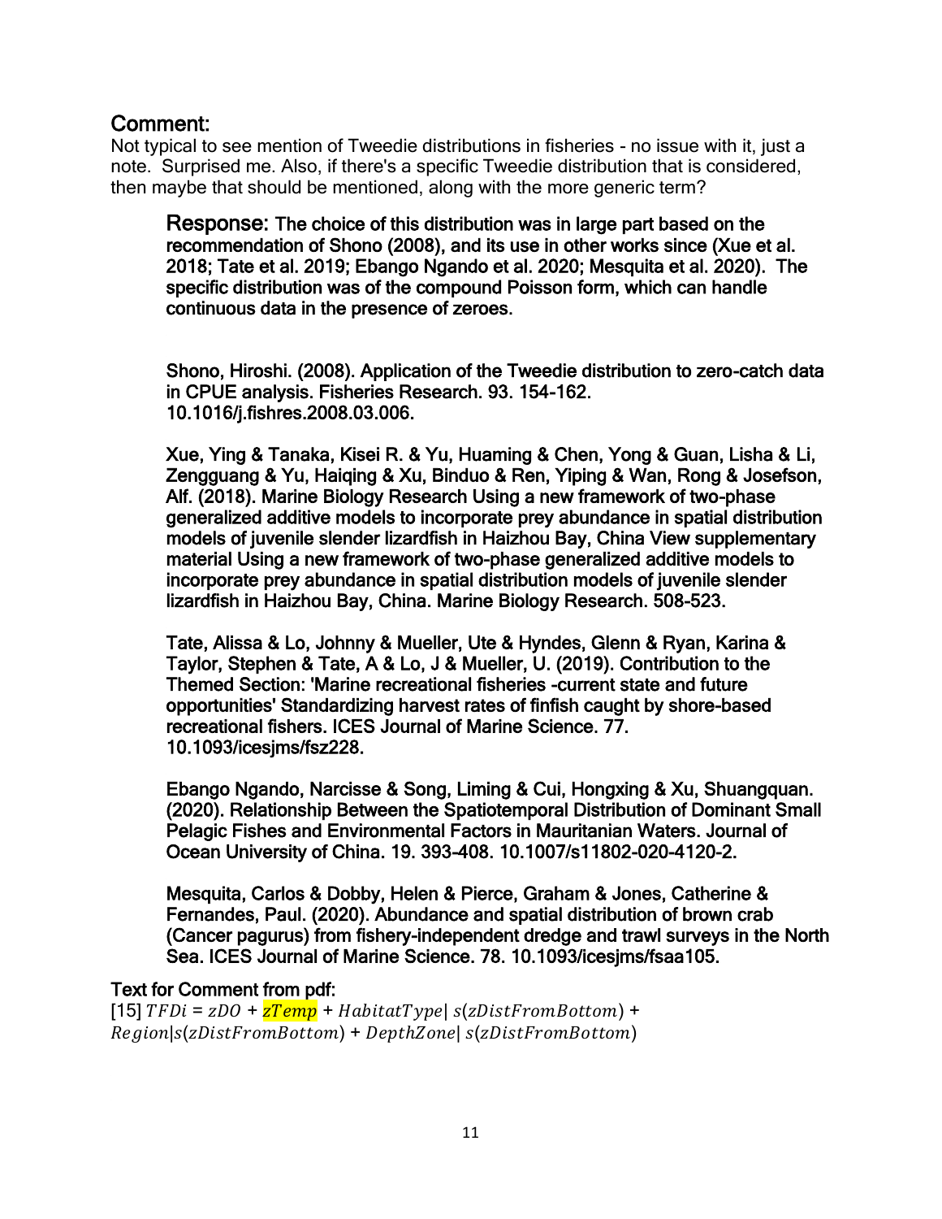## Comment:

Not typical to see mention of Tweedie distributions in fisheries - no issue with it, just a note. Surprised me. Also, if there's a specific Tweedie distribution that is considered, then maybe that should be mentioned, along with the more generic term?

> **Response: The choice of this distribution was in large part based on the recommendation of Shono (2008), and its use in other works since (Xue et al. 2018; Tate et al. 2019; Ebango Ngando et al. 2020; Mesquita et al. 2020). The specific distribution was of the compound Poisson form, which can handle continuous data in the presence of zeroes.**
>
> **Shono, Hiroshi. (2008). Application of the Tweedie distribution to zero-catch data in CPUE analysis. Fisheries Research. 93. 154-162. 10.1016/j.fishres.2008.03.006.**
>
> **Xue, Ying & Tanaka, Kisei R. & Yu, Huaming & Chen, Yong & Guan, Lisha & Li, Zengguang & Yu, Haiqing & Xu, Binduo & Ren, Yiping & Wan, Rong & Josefson, Alf. (2018). Marine Biology Research Using a new framework of two-phase generalized additive models to incorporate prey abundance in spatial distribution models of juvenile slender lizardfish in Haizhou Bay, China View supplementary material Using a new framework of two-phase generalized additive models to incorporate prey abundance in spatial distribution models of juvenile slender lizardfish in Haizhou Bay, China. Marine Biology Research. 508-523.**
>
> **Tate, Alissa & Lo, Johnny & Mueller, Ute & Hyndes, Glenn & Ryan, Karina & Taylor, Stephen & Tate, A & Lo, J & Mueller, U. (2019). Contribution to the Themed Section: 'Marine recreational fisheries -current state and future opportunities' Standardizing harvest rates of finfish caught by shore-based recreational fishers. ICES Journal of Marine Science. 77. 10.1093/icesjms/fsz228.**
>
> **Ebango Ngando, Narcisse & Song, Liming & Cui, Hongxing & Xu, Shuangquan. (2020). Relationship Between the Spatiotemporal Distribution of Dominant Small Pelagic Fishes and Environmental Factors in Mauritanian Waters. Journal of Ocean University of China. 19. 393–408. 10.1007/s11802-020-4120-2.**
>
> **Mesquita, Carlos & Dobby, Helen & Pierce, Graham & Jones, Catherine & Fernandes, Paul. (2020). Abundance and spatial distribution of brown crab (Cancer pagurus) from fishery-independent dredge and trawl surveys in the North Sea. ICES Journal of Marine Science. 78. 10.1093/icesjms/fsaa105.**

**Text for Comment from pdf:**

[15] $TFDi = zDO + zTemp + HabitatType|\ s(zDistFromBottom) + Region|s(zDistFromBottom) + DepthZone|\ s(zDistFromBottom)$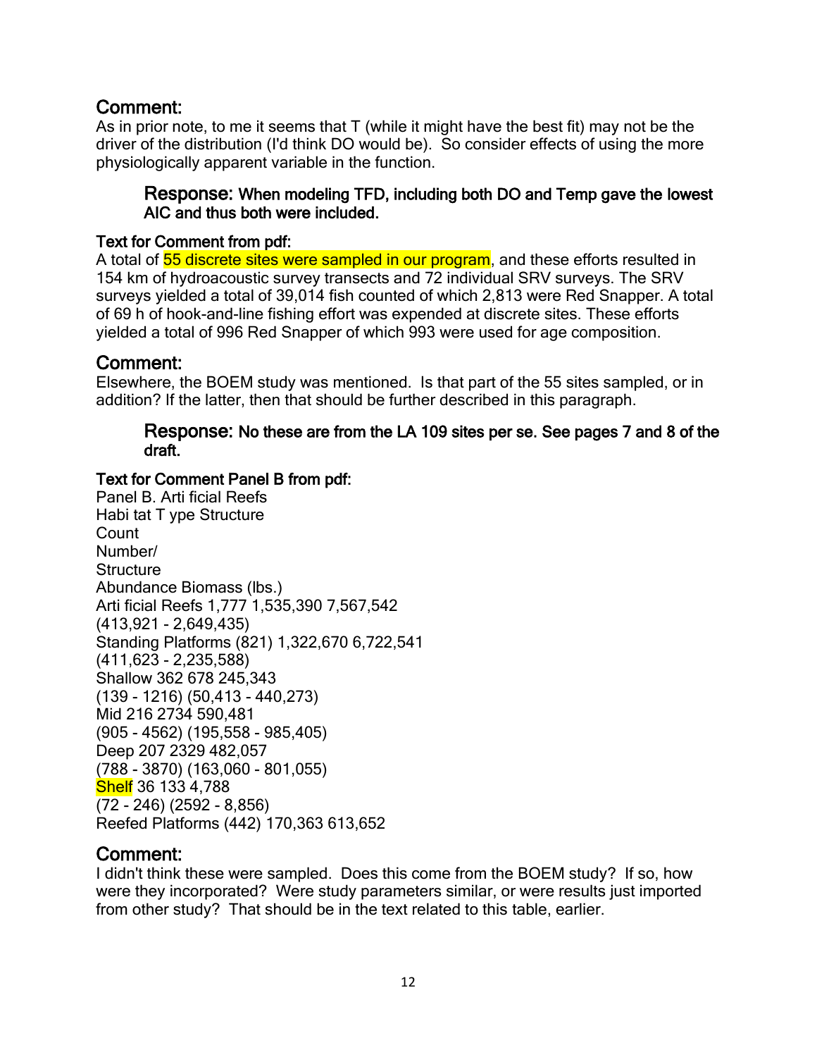## Comment:

As in prior note, to me it seems that T (while it might have the best fit) may not be the driver of the distribution (I'd think DO would be). So consider effects of using the more physiologically apparent variable in the function.

> ### Response: When modeling TFD, including both DO and Temp gave the lowest AIC and thus both were included.

**Text for Comment from pdf:**

A total of 55 discrete sites were sampled in our program, and these efforts resulted in 154 km of hydroacoustic survey transects and 72 individual SRV surveys. The SRV surveys yielded a total of 39,014 fish counted of which 2,813 were Red Snapper. A total of 69 h of hook-and-line fishing effort was expended at discrete sites. These efforts yielded a total of 996 Red Snapper of which 993 were used for age composition.

## Comment:

Elsewhere, the BOEM study was mentioned. Is that part of the 55 sites sampled, or in addition? If the latter, then that should be further described in this paragraph.

> ### Response: No these are from the LA 109 sites per se. See pages 7 and 8 of the draft.

**Text for Comment Panel B from pdf:**

Panel B. Arti ficial Reefs
Habi tat T ype Structure
Count
Number/
Structure
Abundance Biomass (lbs.)
Arti ficial Reefs 1,777 1,535,390 7,567,542
(413,921 - 2,649,435)
Standing Platforms (821) 1,322,670 6,722,541
(411,623 - 2,235,588)
Shallow 362 678 245,343
(139 - 1216) (50,413 - 440,273)
Mid 216 2734 590,481
(905 - 4562) (195,558 - 985,405)
Deep 207 2329 482,057
(788 - 3870) (163,060 - 801,055)
Shelf 36 133 4,788
(72 - 246) (2592 - 8,856)
Reefed Platforms (442) 170,363 613,652

## Comment:

I didn't think these were sampled. Does this come from the BOEM study? If so, how were they incorporated? Were study parameters similar, or were results just imported from other study? That should be in the text related to this table, earlier.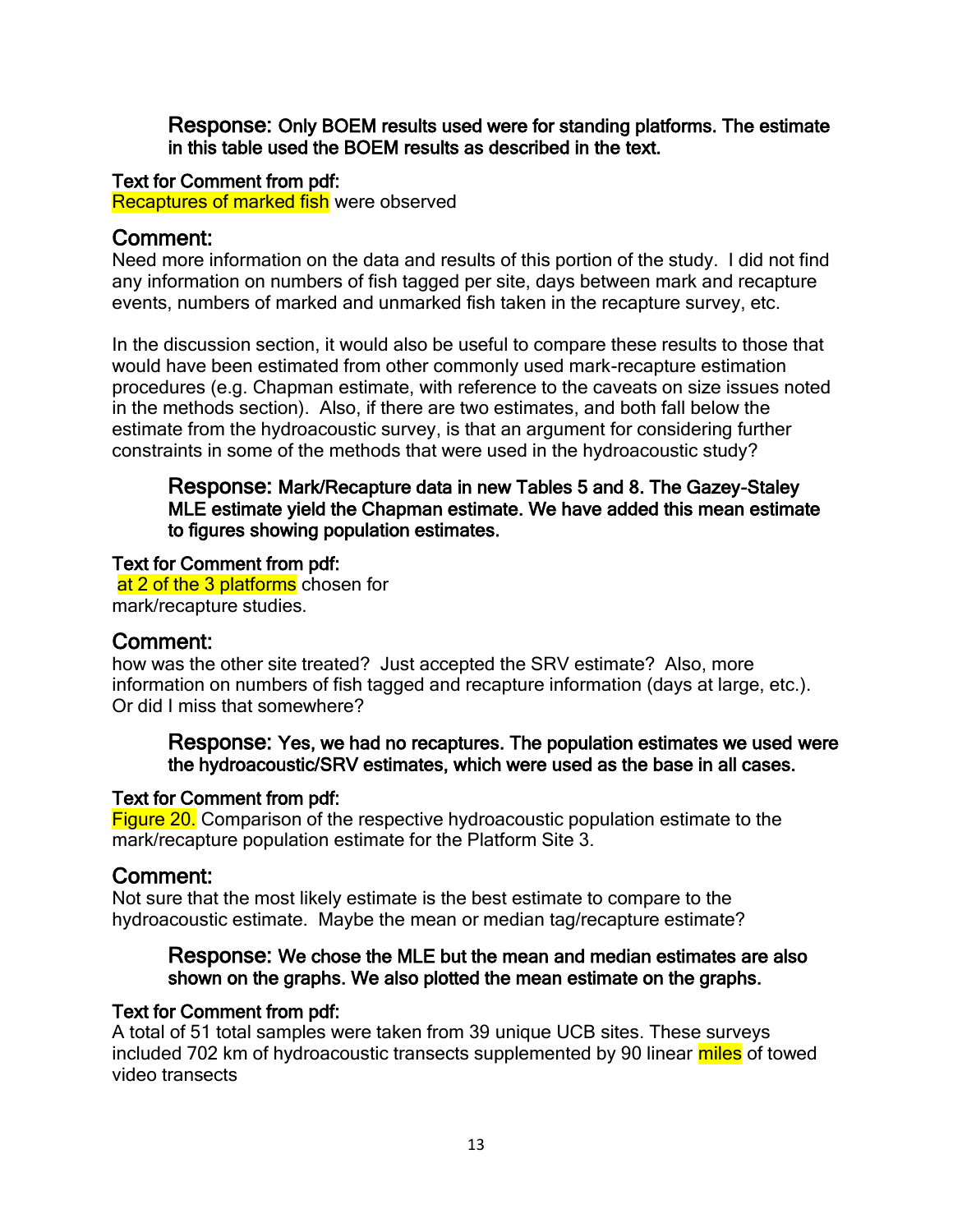**Response:** **Only BOEM results used were for standing platforms. The estimate in this table used the BOEM results as described in the text.**

**Text for Comment from pdf:**
Recaptures of marked fish were observed

## Comment:

Need more information on the data and results of this portion of the study. I did not find any information on numbers of fish tagged per site, days between mark and recapture events, numbers of marked and unmarked fish taken in the recapture survey, etc.

In the discussion section, it would also be useful to compare these results to those that would have been estimated from other commonly used mark-recapture estimation procedures (e.g. Chapman estimate, with reference to the caveats on size issues noted in the methods section). Also, if there are two estimates, and both fall below the estimate from the hydroacoustic survey, is that an argument for considering further constraints in some of the methods that were used in the hydroacoustic study?

**Response:** **Mark/Recapture data in new Tables 5 and 8. The Gazey-Staley MLE estimate yield the Chapman estimate. We have added this mean estimate to figures showing population estimates.**

**Text for Comment from pdf:**
at 2 of the 3 platforms chosen for mark/recapture studies.

## Comment:

how was the other site treated? Just accepted the SRV estimate? Also, more information on numbers of fish tagged and recapture information (days at large, etc.). Or did I miss that somewhere?

**Response:** **Yes, we had no recaptures. The population estimates we used were the hydroacoustic/SRV estimates, which were used as the base in all cases.**

**Text for Comment from pdf:**
Figure 20. Comparison of the respective hydroacoustic population estimate to the mark/recapture population estimate for the Platform Site 3.

## Comment:

Not sure that the most likely estimate is the best estimate to compare to the hydroacoustic estimate. Maybe the mean or median tag/recapture estimate?

**Response:** **We chose the MLE but the mean and median estimates are also shown on the graphs. We also plotted the mean estimate on the graphs.**

**Text for Comment from pdf:**
A total of 51 total samples were taken from 39 unique UCB sites. These surveys included 702 km of hydroacoustic transects supplemented by 90 linear miles of towed video transects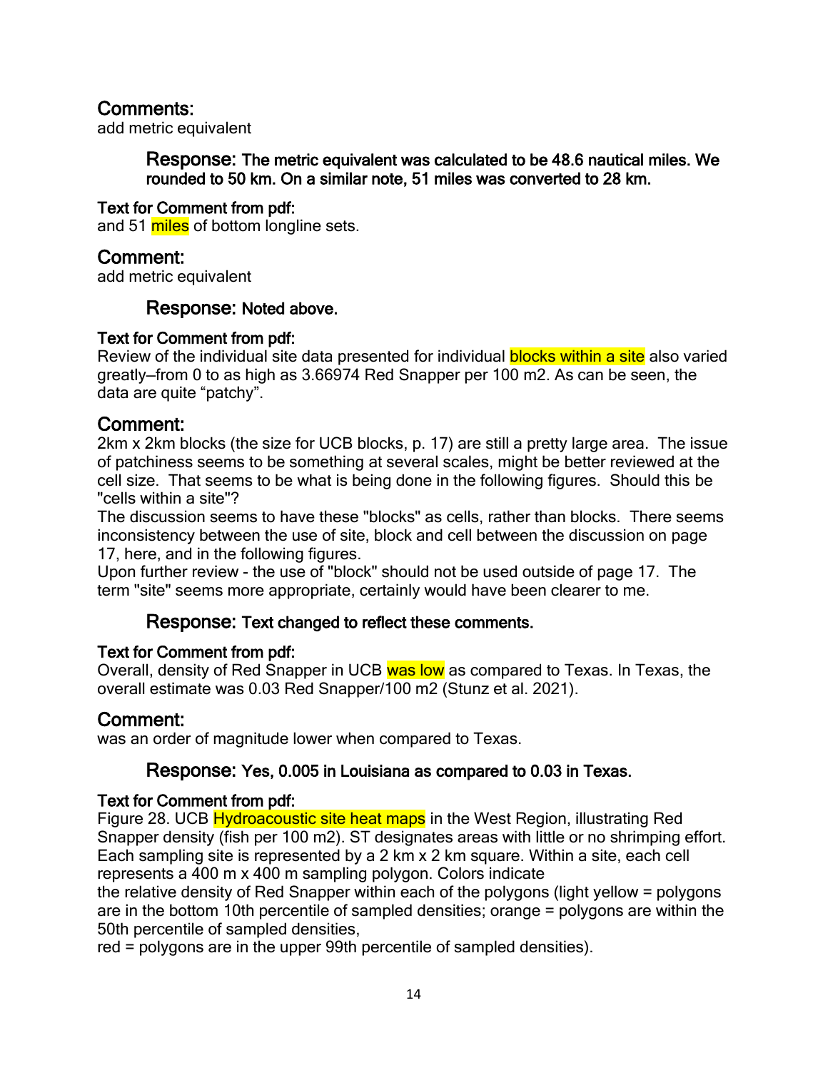## Comments:

add metric equivalent

> **Response:** **The metric equivalent was calculated to be 48.6 nautical miles. We rounded to 50 km. On a similar note, 51 miles was converted to 28 km.**

### Text for Comment from pdf:

and 51 miles of bottom longline sets.

## Comment:

add metric equivalent

> **Response:** **Noted above.**

### Text for Comment from pdf:

Review of the individual site data presented for individual blocks within a site also varied greatly—from 0 to as high as 3.66974 Red Snapper per 100 m2. As can be seen, the data are quite "patchy".

## Comment:

2km x 2km blocks (the size for UCB blocks, p. 17) are still a pretty large area. The issue of patchiness seems to be something at several scales, might be better reviewed at the cell size. That seems to be what is being done in the following figures. Should this be "cells within a site"?

The discussion seems to have these "blocks" as cells, rather than blocks. There seems inconsistency between the use of site, block and cell between the discussion on page 17, here, and in the following figures.

Upon further review - the use of "block" should not be used outside of page 17. The term "site" seems more appropriate, certainly would have been clearer to me.

> **Response:** **Text changed to reflect these comments.**

### Text for Comment from pdf:

Overall, density of Red Snapper in UCB was low as compared to Texas. In Texas, the overall estimate was 0.03 Red Snapper/100 m2 (Stunz et al. 2021).

## Comment:

was an order of magnitude lower when compared to Texas.

> **Response:** **Yes, 0.005 in Louisiana as compared to 0.03 in Texas.**

### Text for Comment from pdf:

Figure 28. UCB Hydroacoustic site heat maps in the West Region, illustrating Red Snapper density (fish per 100 m2). ST designates areas with little or no shrimping effort. Each sampling site is represented by a 2 km x 2 km square. Within a site, each cell represents a 400 m x 400 m sampling polygon. Colors indicate the relative density of Red Snapper within each of the polygons (light yellow = polygons are in the bottom 10th percentile of sampled densities; orange = polygons are within the 50th percentile of sampled densities, red = polygons are in the upper 99th percentile of sampled densities).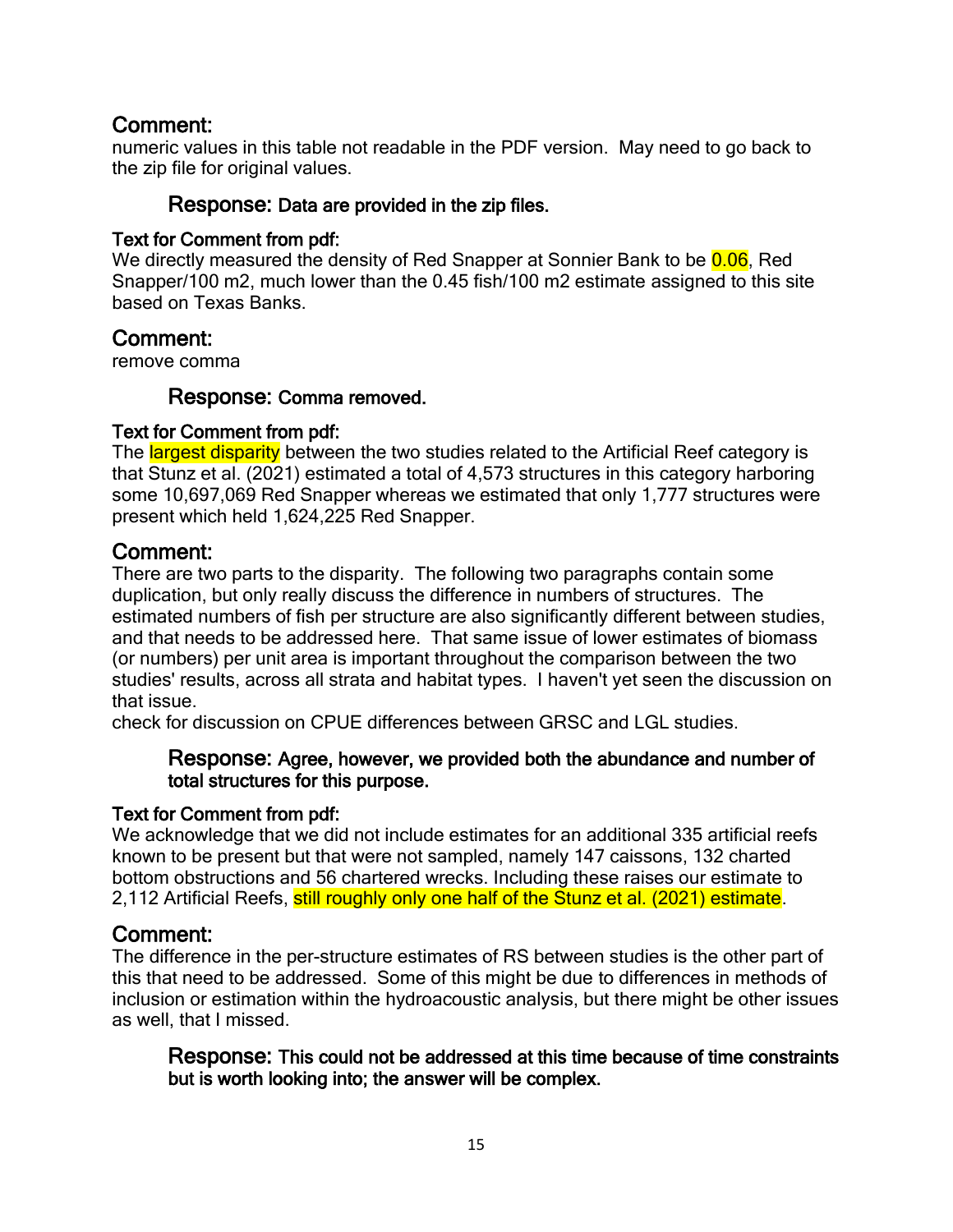## Comment:

numeric values in this table not readable in the PDF version. May need to go back to the zip file for original values.

> ### Response: **Data are provided in the zip files.**

#### Text for Comment from pdf:

We directly measured the density of Red Snapper at Sonnier Bank to be 0.06, Red Snapper/100 m2, much lower than the 0.45 fish/100 m2 estimate assigned to this site based on Texas Banks.

## Comment:

remove comma

> ### Response: **Comma removed.**

#### Text for Comment from pdf:

The largest disparity between the two studies related to the Artificial Reef category is that Stunz et al. (2021) estimated a total of 4,573 structures in this category harboring some 10,697,069 Red Snapper whereas we estimated that only 1,777 structures were present which held 1,624,225 Red Snapper.

## Comment:

There are two parts to the disparity. The following two paragraphs contain some duplication, but only really discuss the difference in numbers of structures. The estimated numbers of fish per structure are also significantly different between studies, and that needs to be addressed here. That same issue of lower estimates of biomass (or numbers) per unit area is important throughout the comparison between the two studies' results, across all strata and habitat types. I haven't yet seen the discussion on that issue.

check for discussion on CPUE differences between GRSC and LGL studies.

> ### Response: **Agree, however, we provided both the abundance and number of total structures for this purpose.**

#### Text for Comment from pdf:

We acknowledge that we did not include estimates for an additional 335 artificial reefs known to be present but that were not sampled, namely 147 caissons, 132 charted bottom obstructions and 56 chartered wrecks. Including these raises our estimate to 2,112 Artificial Reefs, still roughly only one half of the Stunz et al. (2021) estimate.

## Comment:

The difference in the per-structure estimates of RS between studies is the other part of this that need to be addressed. Some of this might be due to differences in methods of inclusion or estimation within the hydroacoustic analysis, but there might be other issues as well, that I missed.

> ### Response: **This could not be addressed at this time because of time constraints but is worth looking into; the answer will be complex.**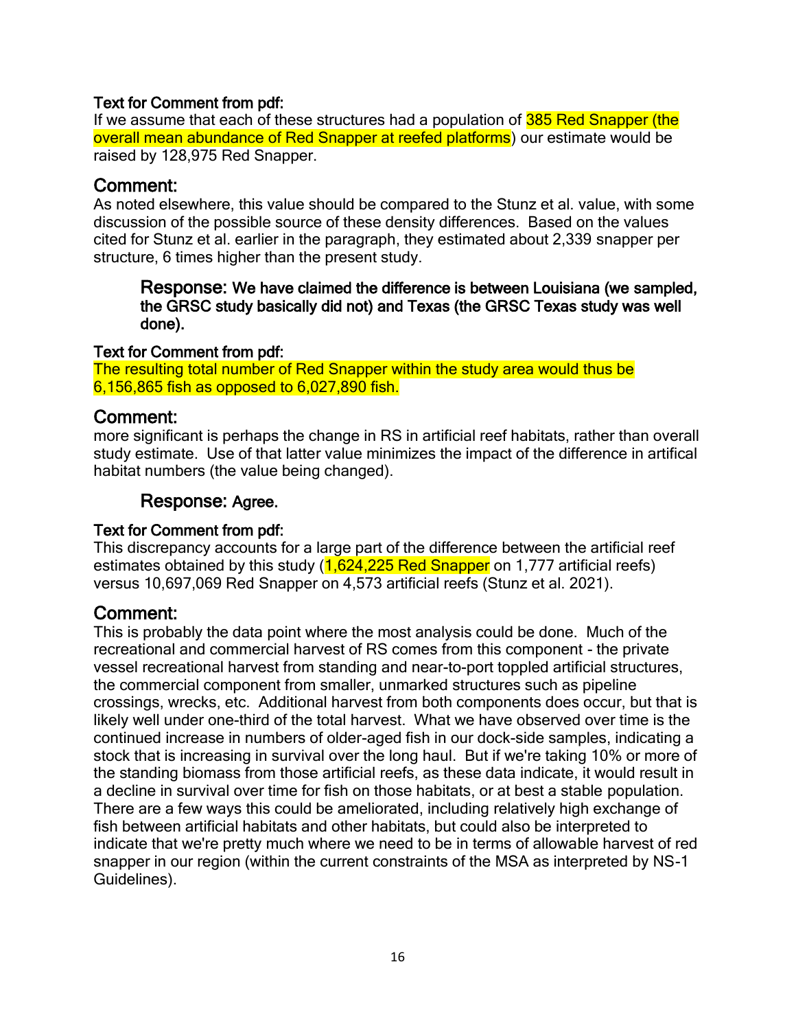**Text for Comment from pdf:**
If we assume that each of these structures had a population of 385 Red Snapper (the overall mean abundance of Red Snapper at reefed platforms) our estimate would be raised by 128,975 Red Snapper.

## Comment:

As noted elsewhere, this value should be compared to the Stunz et al. value, with some discussion of the possible source of these density differences. Based on the values cited for Stunz et al. earlier in the paragraph, they estimated about 2,339 snapper per structure, 6 times higher than the present study.

> **Response: We have claimed the difference is between Louisiana (we sampled, the GRSC study basically did not) and Texas (the GRSC Texas study was well done).**

**Text for Comment from pdf:**
The resulting total number of Red Snapper within the study area would thus be 6,156,865 fish as opposed to 6,027,890 fish.

## Comment:

more significant is perhaps the change in RS in artificial reef habitats, rather than overall study estimate. Use of that latter value minimizes the impact of the difference in artifical habitat numbers (the value being changed).

> **Response: Agree.**

**Text for Comment from pdf:**
This discrepancy accounts for a large part of the difference between the artificial reef estimates obtained by this study (1,624,225 Red Snapper on 1,777 artificial reefs) versus 10,697,069 Red Snapper on 4,573 artificial reefs (Stunz et al. 2021).

## Comment:

This is probably the data point where the most analysis could be done. Much of the recreational and commercial harvest of RS comes from this component - the private vessel recreational harvest from standing and near-to-port toppled artificial structures, the commercial component from smaller, unmarked structures such as pipeline crossings, wrecks, etc. Additional harvest from both components does occur, but that is likely well under one-third of the total harvest. What we have observed over time is the continued increase in numbers of older-aged fish in our dock-side samples, indicating a stock that is increasing in survival over the long haul. But if we're taking 10% or more of the standing biomass from those artificial reefs, as these data indicate, it would result in a decline in survival over time for fish on those habitats, or at best a stable population. There are a few ways this could be ameliorated, including relatively high exchange of fish between artificial habitats and other habitats, but could also be interpreted to indicate that we're pretty much where we need to be in terms of allowable harvest of red snapper in our region (within the current constraints of the MSA as interpreted by NS-1 Guidelines).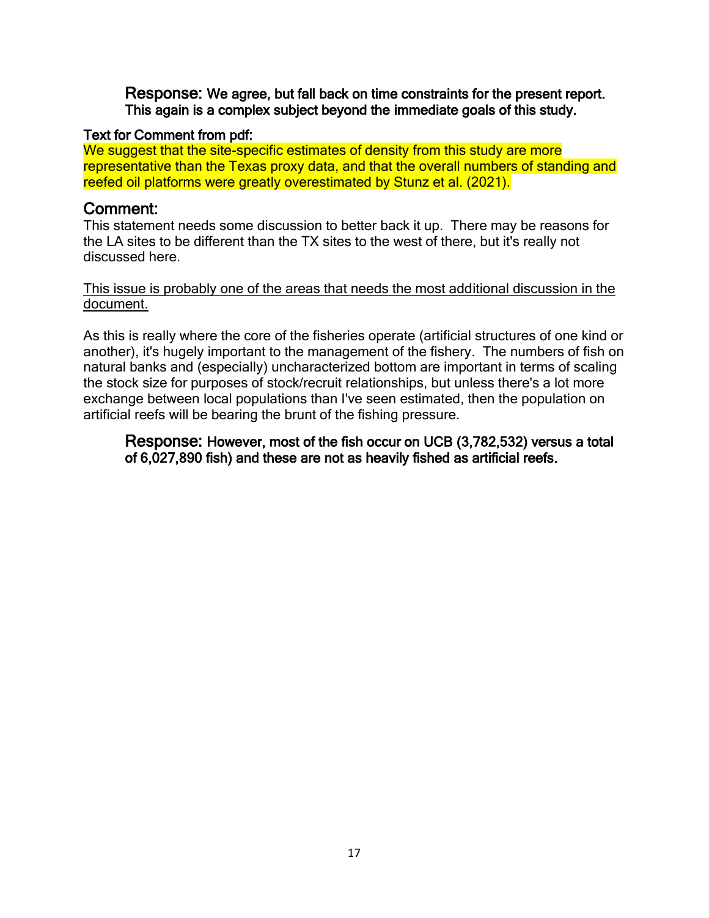**Response:** **We agree, but fall back on time constraints for the present report. This again is a complex subject beyond the immediate goals of this study.**

**Text for Comment from pdf:**

We suggest that the site-specific estimates of density from this study are more representative than the Texas proxy data, and that the overall numbers of standing and reefed oil platforms were greatly overestimated by Stunz et al. (2021).

## Comment:

This statement needs some discussion to better back it up. There may be reasons for the LA sites to be different than the TX sites to the west of there, but it's really not discussed here.

<u>This issue is probably one of the areas that needs the most additional discussion in the document.</u>

As this is really where the core of the fisheries operate (artificial structures of one kind or another), it's hugely important to the management of the fishery. The numbers of fish on natural banks and (especially) uncharacterized bottom are important in terms of scaling the stock size for purposes of stock/recruit relationships, but unless there's a lot more exchange between local populations than I've seen estimated, then the population on artificial reefs will be bearing the brunt of the fishing pressure.

**Response:** **However, most of the fish occur on UCB (3,782,532) versus a total of 6,027,890 fish) and these are not as heavily fished as artificial reefs.**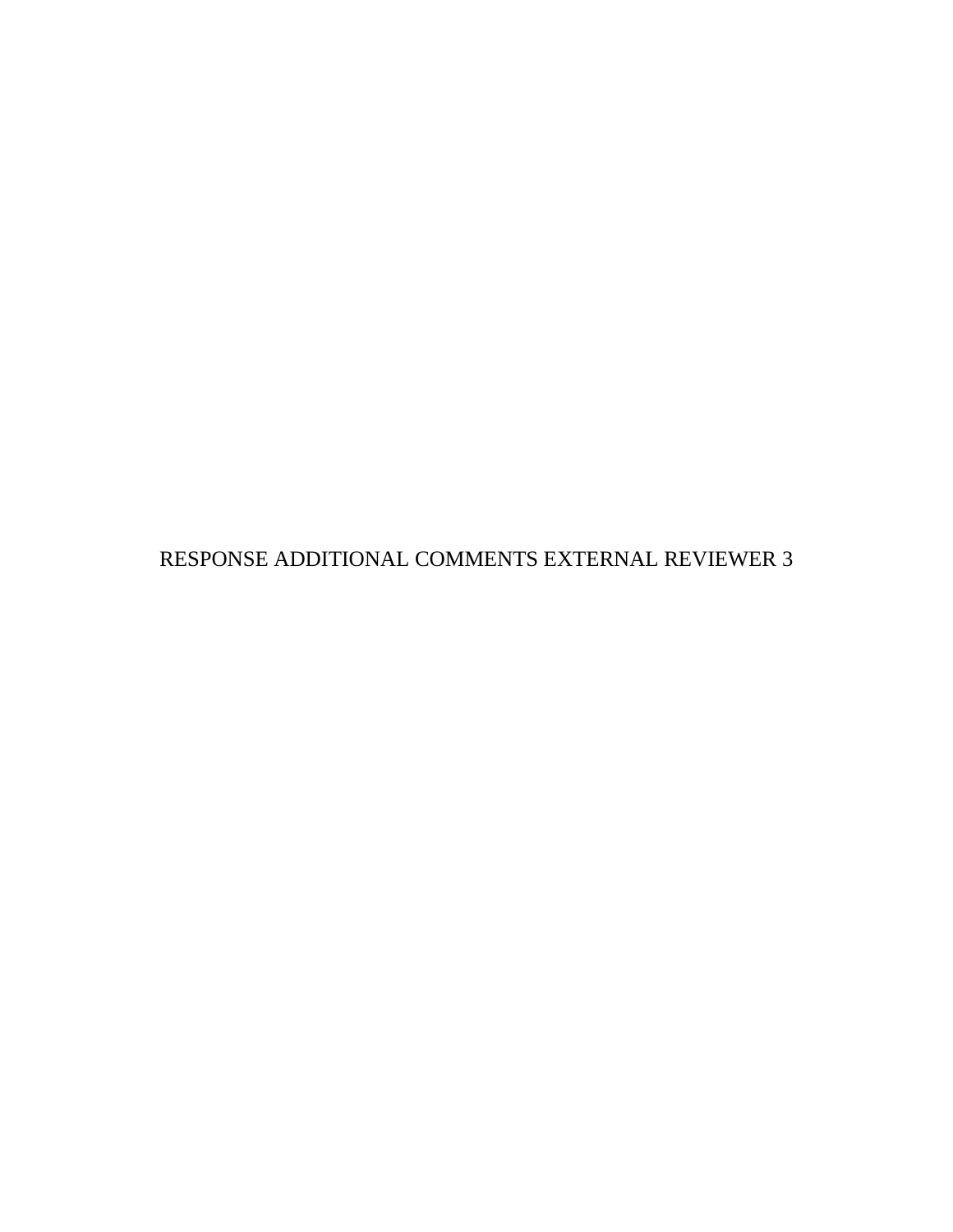# RESPONSE ADDITIONAL COMMENTS EXTERNAL REVIEWER 3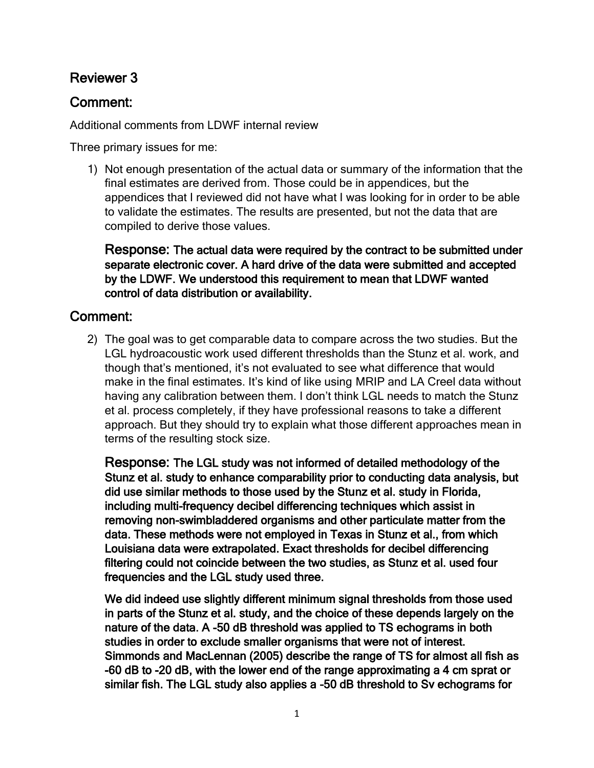## Reviewer 3

## Comment:

Additional comments from LDWF internal review

Three primary issues for me:

1) Not enough presentation of the actual data or summary of the information that the final estimates are derived from. Those could be in appendices, but the appendices that I reviewed did not have what I was looking for in order to be able to validate the estimates. The results are presented, but not the data that are compiled to derive those values.

   **Response: The actual data were required by the contract to be submitted under separate electronic cover. A hard drive of the data were submitted and accepted by the LDWF. We understood this requirement to mean that LDWF wanted control of data distribution or availability.**

## Comment:

2) The goal was to get comparable data to compare across the two studies. But the LGL hydroacoustic work used different thresholds than the Stunz et al. work, and though that's mentioned, it's not evaluated to see what difference that would make in the final estimates. It's kind of like using MRIP and LA Creel data without having any calibration between them. I don't think LGL needs to match the Stunz et al. process completely, if they have professional reasons to take a different approach. But they should try to explain what those different approaches mean in terms of the resulting stock size.

   **Response: The LGL study was not informed of detailed methodology of the Stunz et al. study to enhance comparability prior to conducting data analysis, but did use similar methods to those used by the Stunz et al. study in Florida, including multi-frequency decibel differencing techniques which assist in removing non-swimbladdered organisms and other particulate matter from the data. These methods were not employed in Texas in Stunz et al., from which Louisiana data were extrapolated. Exact thresholds for decibel differencing filtering could not coincide between the two studies, as Stunz et al. used four frequencies and the LGL study used three.**

   **We did indeed use slightly different minimum signal thresholds from those used in parts of the Stunz et al. study, and the choice of these depends largely on the nature of the data. A -50 dB threshold was applied to TS echograms in both studies in order to exclude smaller organisms that were not of interest. Simmonds and MacLennan (2005) describe the range of TS for almost all fish as -60 dB to -20 dB, with the lower end of the range approximating a 4 cm sprat or similar fish. The LGL study also applies a -50 dB threshold to Sv echograms for**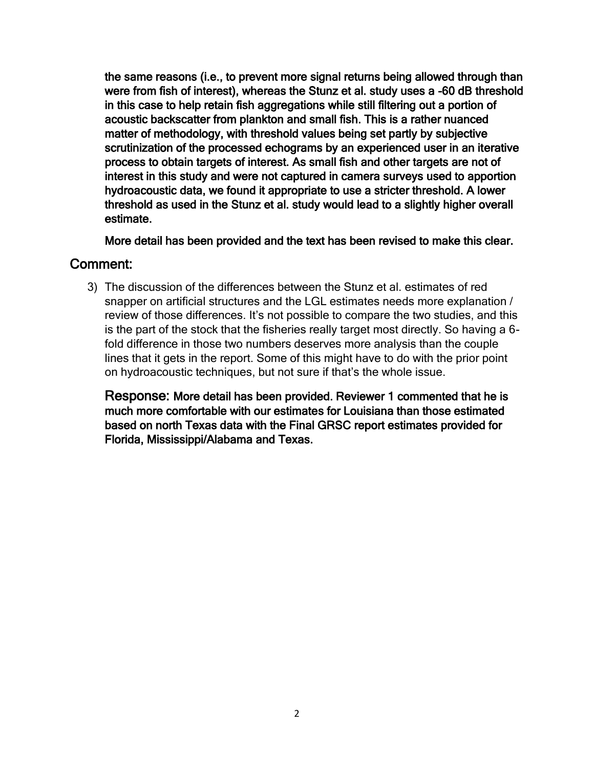**the same reasons (i.e., to prevent more signal returns being allowed through than were from fish of interest), whereas the Stunz et al. study uses a -60 dB threshold in this case to help retain fish aggregations while still filtering out a portion of acoustic backscatter from plankton and small fish. This is a rather nuanced matter of methodology, with threshold values being set partly by subjective scrutinization of the processed echograms by an experienced user in an iterative process to obtain targets of interest. As small fish and other targets are not of interest in this study and were not captured in camera surveys used to apportion hydroacoustic data, we found it appropriate to use a stricter threshold. A lower threshold as used in the Stunz et al. study would lead to a slightly higher overall estimate.**

**More detail has been provided and the text has been revised to make this clear.**

## Comment:

3) The discussion of the differences between the Stunz et al. estimates of red snapper on artificial structures and the LGL estimates needs more explanation / review of those differences. It's not possible to compare the two studies, and this is the part of the stock that the fisheries really target most directly. So having a 6-fold difference in those two numbers deserves more analysis than the couple lines that it gets in the report. Some of this might have to do with the prior point on hydroacoustic techniques, but not sure if that's the whole issue.

Response: **More detail has been provided. Reviewer 1 commented that he is much more comfortable with our estimates for Louisiana than those estimated based on north Texas data with the Final GRSC report estimates provided for Florida, Mississippi/Alabama and Texas.**